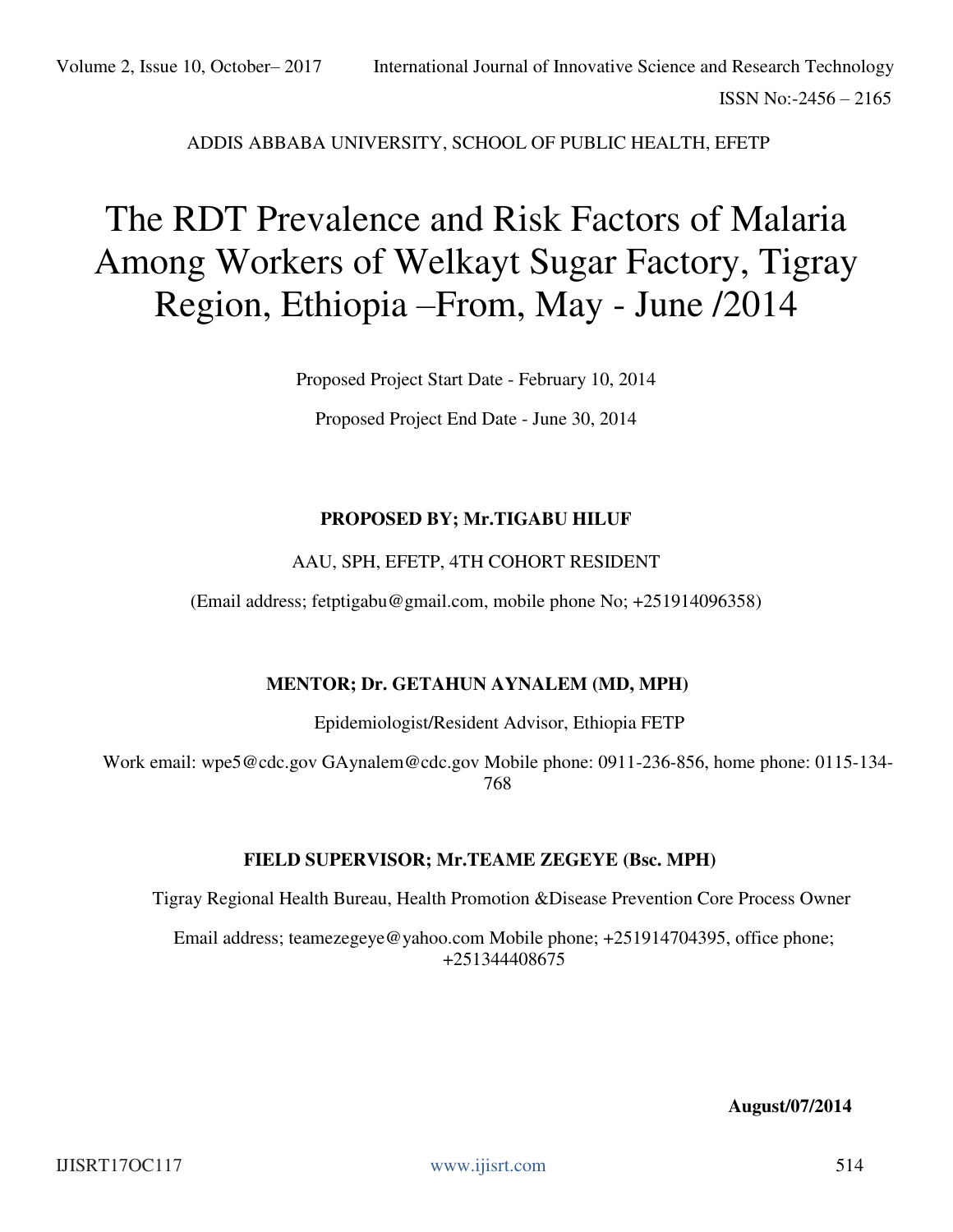ADDIS ABBABA UNIVERSITY, SCHOOL OF PUBLIC HEALTH, EFETP

# The RDT Prevalence and Risk Factors of Malaria Among Workers of Welkayt Sugar Factory, Tigray Region, Ethiopia –From, May - June /2014

Proposed Project Start Date - February 10, 2014

Proposed Project End Date - June 30, 2014

**PROPOSED BY; Mr.TIGABU HILUF**

AAU, SPH, EFETP, 4TH COHORT RESIDENT

(Email address; fetptigabu@gmail.com, mobile phone No; +251914096358)

**MENTOR; Dr. GETAHUN AYNALEM (MD, MPH)**

Epidemiologist/Resident Advisor, Ethiopia FETP

Work email: wpe5@cdc.gov GAynalem@cdc.gov Mobile phone: 0911-236-856, home phone: 0115-134-768

**FIELD SUPERVISOR; Mr.TEAME ZEGEYE (Bsc. MPH)**

Tigray Regional Health Bureau, Health Promotion &Disease Prevention Core Process Owner

Email address; teamezegeye@yahoo.com Mobile phone; +251914704395, office phone; +251344408675

**August/07/2014**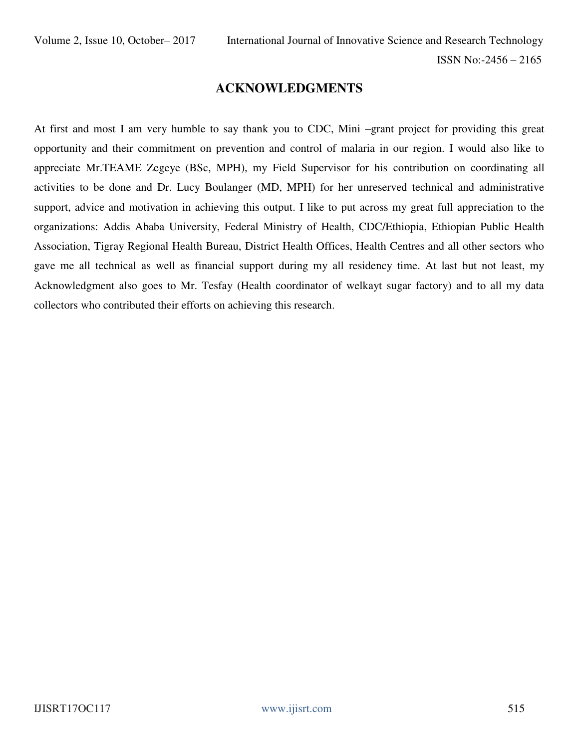## ACKNOWLEDGMENTS

At first and most I am very humble to say thank you to CDC, Mini –grant project for providing this great opportunity and their commitment on prevention and control of malaria in our region. I would also like to appreciate Mr.TEAME Zegeye (BSc, MPH), my Field Supervisor for his contribution on coordinating all activities to be done and Dr. Lucy Boulanger (MD, MPH) for her unreserved technical and administrative support, advice and motivation in achieving this output. I like to put across my great full appreciation to the organizations: Addis Ababa University, Federal Ministry of Health, CDC/Ethiopia, Ethiopian Public Health Association, Tigray Regional Health Bureau, District Health Offices, Health Centres and all other sectors who gave me all technical as well as financial support during my all residency time. At last but not least, my Acknowledgment also goes to Mr. Tesfay (Health coordinator of welkayt sugar factory) and to all my data collectors who contributed their efforts on achieving this research.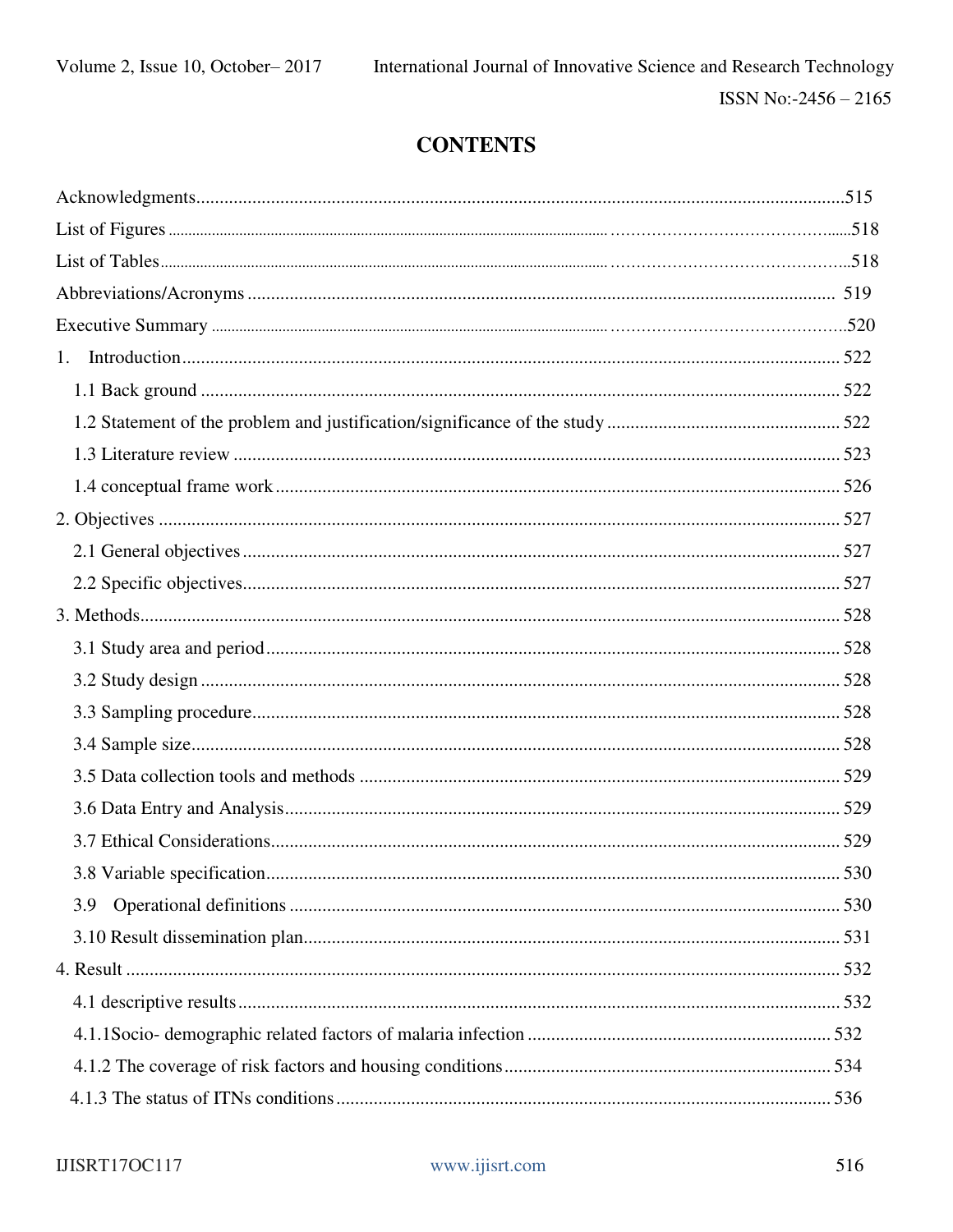# CONTENTS

Acknowledgments....................................................................................................................................515

List of Figures ..........................................................................................................................................518

List of Tables............................................................................................................................................518

Abbreviations/Acronyms ........................................................................................................................ 519

Executive Summary ................................................................................................................................520

1. Introduction........................................................................................................................................ 522

   1.1 Back ground ..................................................................................................................................... 522

   1.2 Statement of the problem and justification/significance of the study ................................................ 522

   1.3 Literature review .............................................................................................................................. 523

   1.4 conceptual frame work ..................................................................................................................... 526

2. Objectives ............................................................................................................................................ 527

   2.1 General objectives ............................................................................................................................ 527

   2.2 Specific objectives............................................................................................................................. 527

3. Methods................................................................................................................................................ 528

   3.1 Study area and period........................................................................................................................ 528

   3.2 Study design ..................................................................................................................................... 528

   3.3 Sampling procedure.......................................................................................................................... 528

   3.4 Sample size....................................................................................................................................... 528

   3.5 Data collection tools and methods .................................................................................................... 529

   3.6 Data Entry and Analysis.................................................................................................................... 529

   3.7 Ethical Considerations....................................................................................................................... 529

   3.8 Variable specification........................................................................................................................ 530

   3.9 Operational definitions ..................................................................................................................... 530

   3.10 Result dissemination plan................................................................................................................ 531

4. Result ................................................................................................................................................... 532

   4.1 descriptive results.............................................................................................................................. 532

   4.1.1Socio- demographic related factors of malaria infection ................................................................. 532

   4.1.2 The coverage of risk factors and housing conditions..................................................................... 534

   4.1.3 The status of ITNs conditions ........................................................................................................ 536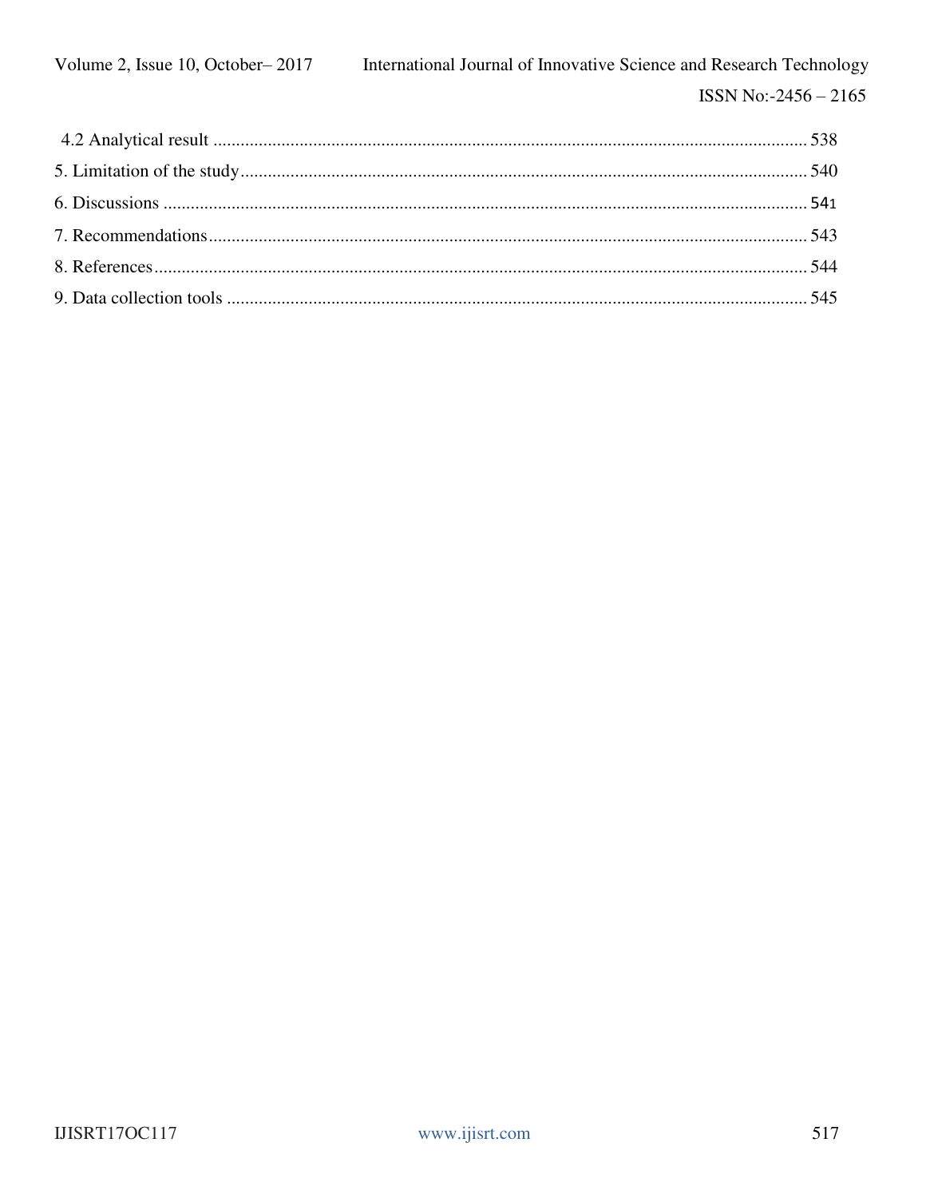4.2 Analytical result ........................................................................................................................ 538

5. Limitation of the study................................................................................................................. 540

6. Discussions .................................................................................................................................. 541

7. Recommendations........................................................................................................................ 543

8. References..................................................................................................................................... 544

9. Data collection tools ..................................................................................................................... 545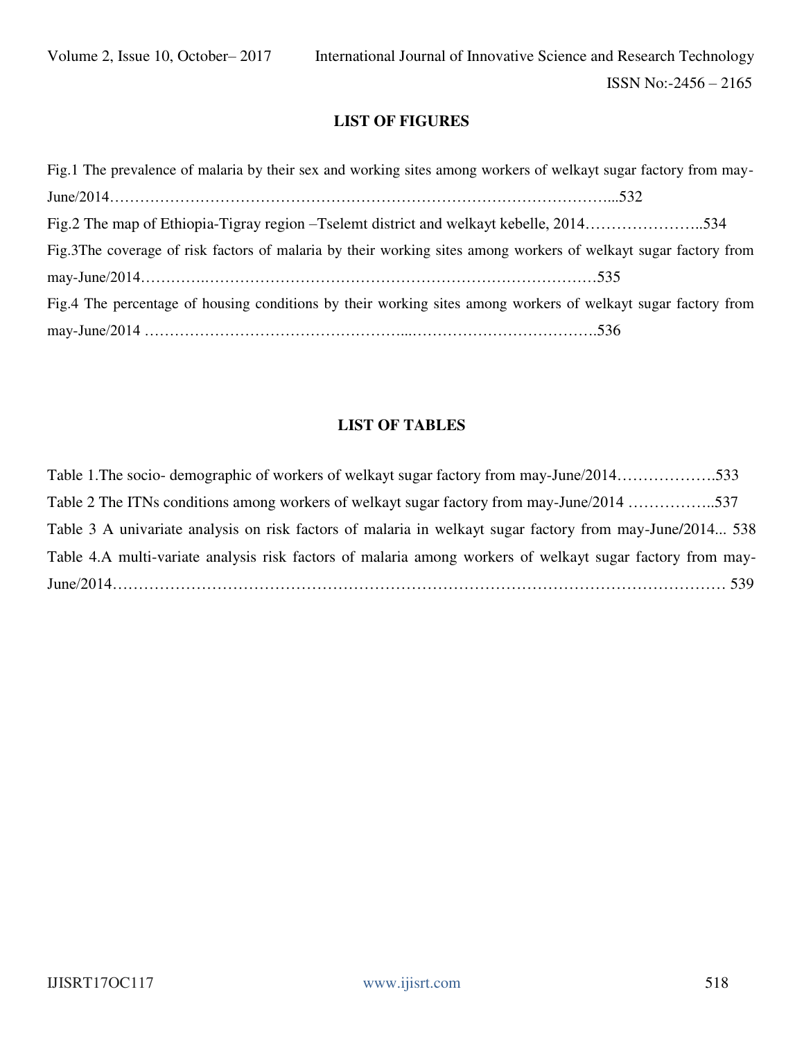## LIST OF FIGURES

Fig.1 The prevalence of malaria by their sex and working sites among workers of welkayt sugar factory from may-June/2014…………………………………………………………………………………………...532

Fig.2 The map of Ethiopia-Tigray region –Tselemt district and welkayt kebelle, 2014…………………..534

Fig.3The coverage of risk factors of malaria by their working sites among workers of welkayt sugar factory from may-June/2014………….……………………………………………………………………….535

Fig.4 The percentage of housing conditions by their working sites among workers of welkayt sugar factory from may-June/2014 …………………………………………...……………………………….536

## LIST OF TABLES

Table 1.The socio- demographic of workers of welkayt sugar factory from may-June/2014……………….533

Table 2 The ITNs conditions among workers of welkayt sugar factory from may-June/2014 ……………..537

Table 3 A univariate analysis on risk factors of malaria in welkayt sugar factory from may-June/2014... 538

Table 4.A multi-variate analysis risk factors of malaria among workers of welkayt sugar factory from may-June/2014……………………………………………………………………………………………… 539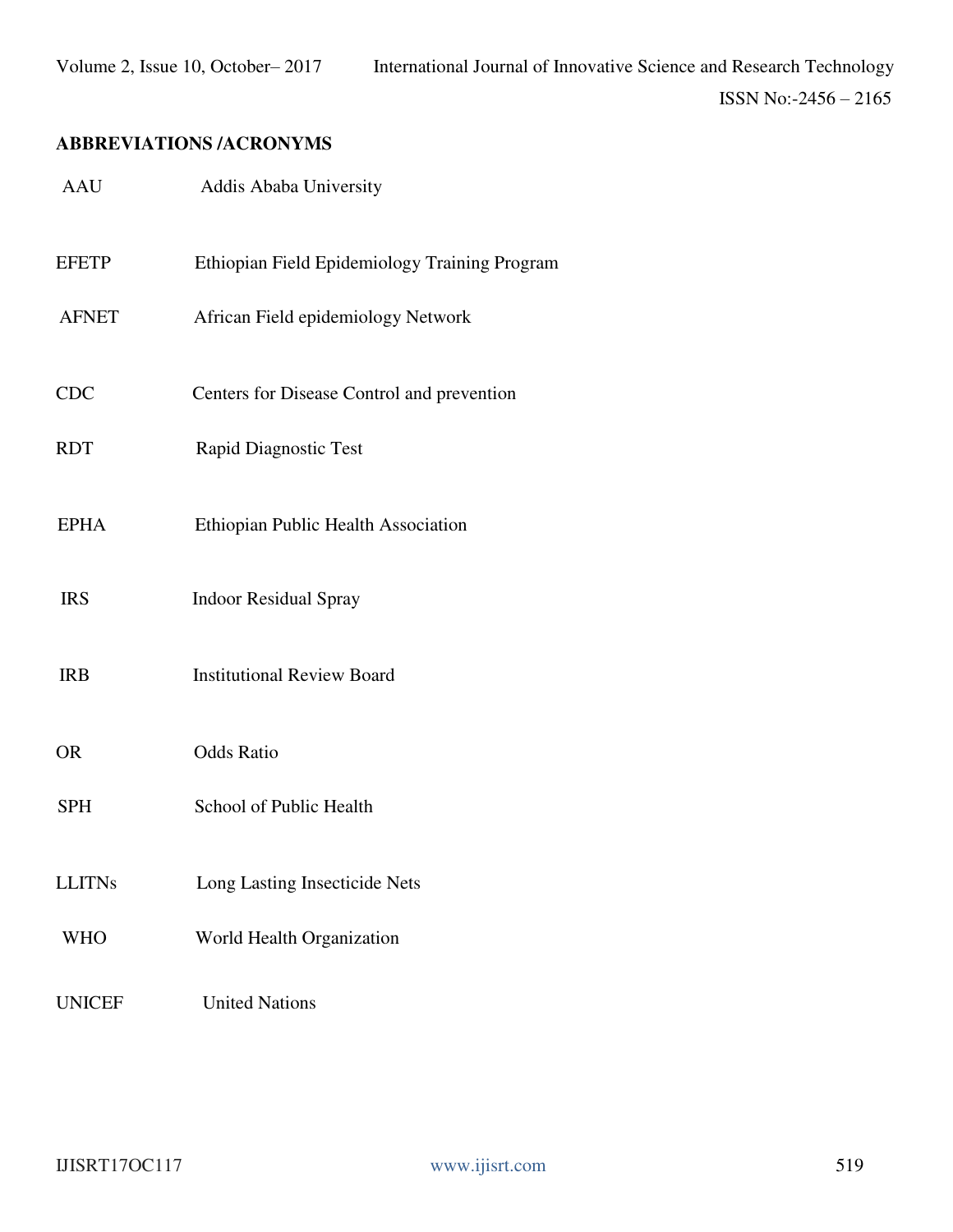**ABBREVIATIONS /ACRONYMS**

| | |
|---|---|
| AAU | Addis Ababa University |
| EFETP | Ethiopian Field Epidemiology Training Program |
| AFNET | African Field epidemiology Network |
| CDC | Centers for Disease Control and prevention |
| RDT | Rapid Diagnostic Test |
| EPHA | Ethiopian Public Health Association |
| IRS | Indoor Residual Spray |
| IRB | Institutional Review Board |
| OR | Odds Ratio |
| SPH | School of Public Health |
| LLITNs | Long Lasting Insecticide Nets |
| WHO | World Health Organization |
| UNICEF | United Nations |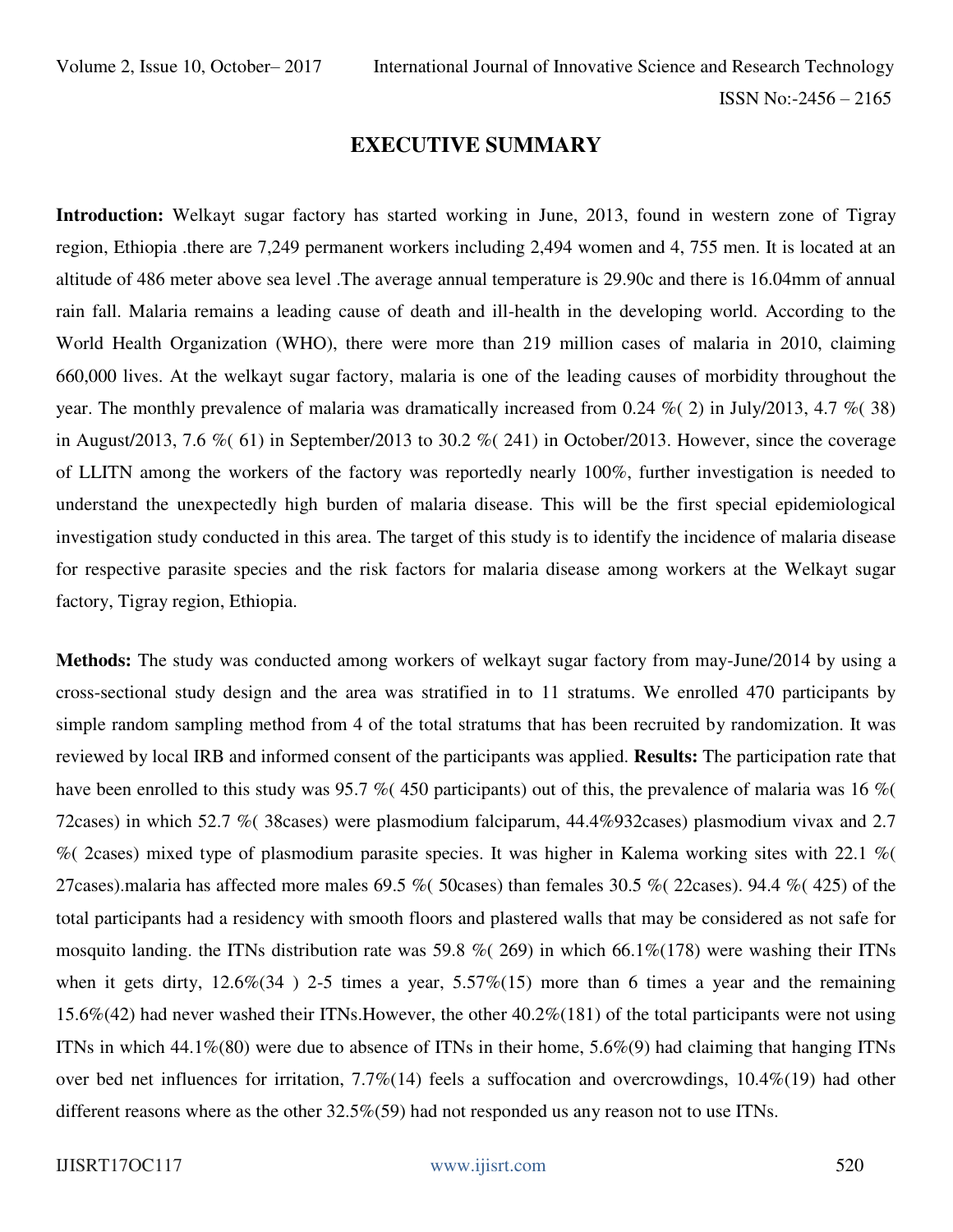# EXECUTIVE SUMMARY

**Introduction:** Welkayt sugar factory has started working in June, 2013, found in western zone of Tigray region, Ethiopia .there are 7,249 permanent workers including 2,494 women and 4, 755 men. It is located at an altitude of 486 meter above sea level .The average annual temperature is 29.90c and there is 16.04mm of annual rain fall. Malaria remains a leading cause of death and ill-health in the developing world. According to the World Health Organization (WHO), there were more than 219 million cases of malaria in 2010, claiming 660,000 lives. At the welkayt sugar factory, malaria is one of the leading causes of morbidity throughout the year. The monthly prevalence of malaria was dramatically increased from 0.24 %( 2) in July/2013, 4.7 %( 38) in August/2013, 7.6 %( 61) in September/2013 to 30.2 %( 241) in October/2013. However, since the coverage of LLITN among the workers of the factory was reportedly nearly 100%, further investigation is needed to understand the unexpectedly high burden of malaria disease. This will be the first special epidemiological investigation study conducted in this area. The target of this study is to identify the incidence of malaria disease for respective parasite species and the risk factors for malaria disease among workers at the Welkayt sugar factory, Tigray region, Ethiopia.

**Methods:** The study was conducted among workers of welkayt sugar factory from may-June/2014 by using a cross-sectional study design and the area was stratified in to 11 stratums. We enrolled 470 participants by simple random sampling method from 4 of the total stratums that has been recruited by randomization. It was reviewed by local IRB and informed consent of the participants was applied. **Results:** The participation rate that have been enrolled to this study was 95.7 %( 450 participants) out of this, the prevalence of malaria was 16 %( 72cases) in which 52.7 %( 38cases) were plasmodium falciparum, 44.4%932cases) plasmodium vivax and 2.7 %( 2cases) mixed type of plasmodium parasite species. It was higher in Kalema working sites with 22.1 %( 27cases).malaria has affected more males 69.5 %( 50cases) than females 30.5 %( 22cases). 94.4 %( 425) of the total participants had a residency with smooth floors and plastered walls that may be considered as not safe for mosquito landing. the ITNs distribution rate was 59.8 %( 269) in which 66.1%(178) were washing their ITNs when it gets dirty, 12.6%(34 ) 2-5 times a year, 5.57%(15) more than 6 times a year and the remaining 15.6%(42) had never washed their ITNs.However, the other 40.2%(181) of the total participants were not using ITNs in which 44.1%(80) were due to absence of ITNs in their home, 5.6%(9) had claiming that hanging ITNs over bed net influences for irritation, 7.7%(14) feels a suffocation and overcrowdings, 10.4%(19) had other different reasons where as the other 32.5%(59) had not responded us any reason not to use ITNs.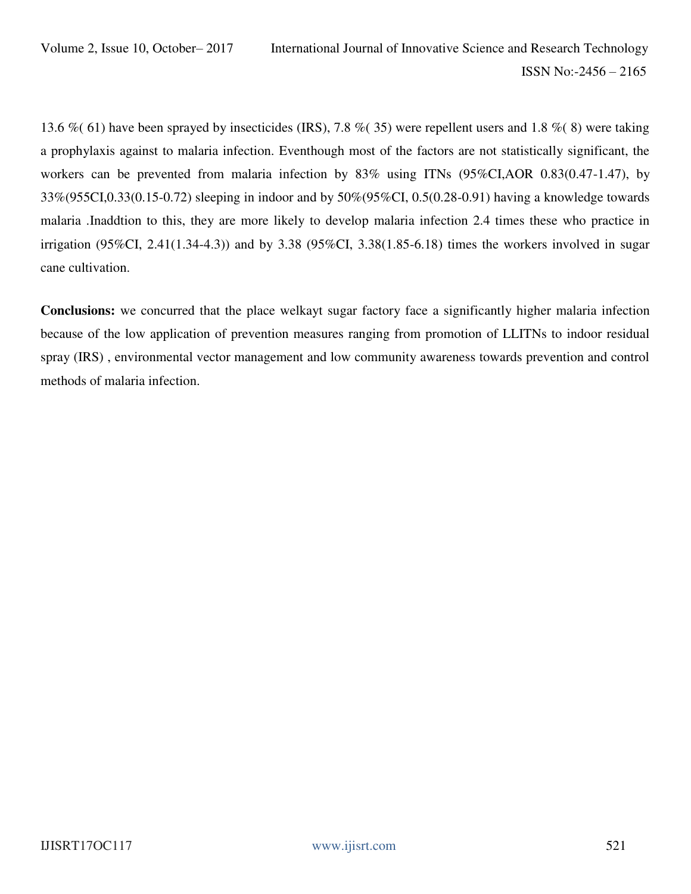13.6 %( 61) have been sprayed by insecticides (IRS), 7.8 %( 35) were repellent users and 1.8 %( 8) were taking a prophylaxis against to malaria infection. Eventhough most of the factors are not statistically significant, the workers can be prevented from malaria infection by 83% using ITNs (95%CI,AOR 0.83(0.47-1.47), by 33%(955CI,0.33(0.15-0.72) sleeping in indoor and by 50%(95%CI, 0.5(0.28-0.91) having a knowledge towards malaria .Inaddtion to this, they are more likely to develop malaria infection 2.4 times these who practice in irrigation (95%CI, 2.41(1.34-4.3)) and by 3.38 (95%CI, 3.38(1.85-6.18) times the workers involved in sugar cane cultivation.

**Conclusions:** we concurred that the place welkayt sugar factory face a significantly higher malaria infection because of the low application of prevention measures ranging from promotion of LLITNs to indoor residual spray (IRS) , environmental vector management and low community awareness towards prevention and control methods of malaria infection.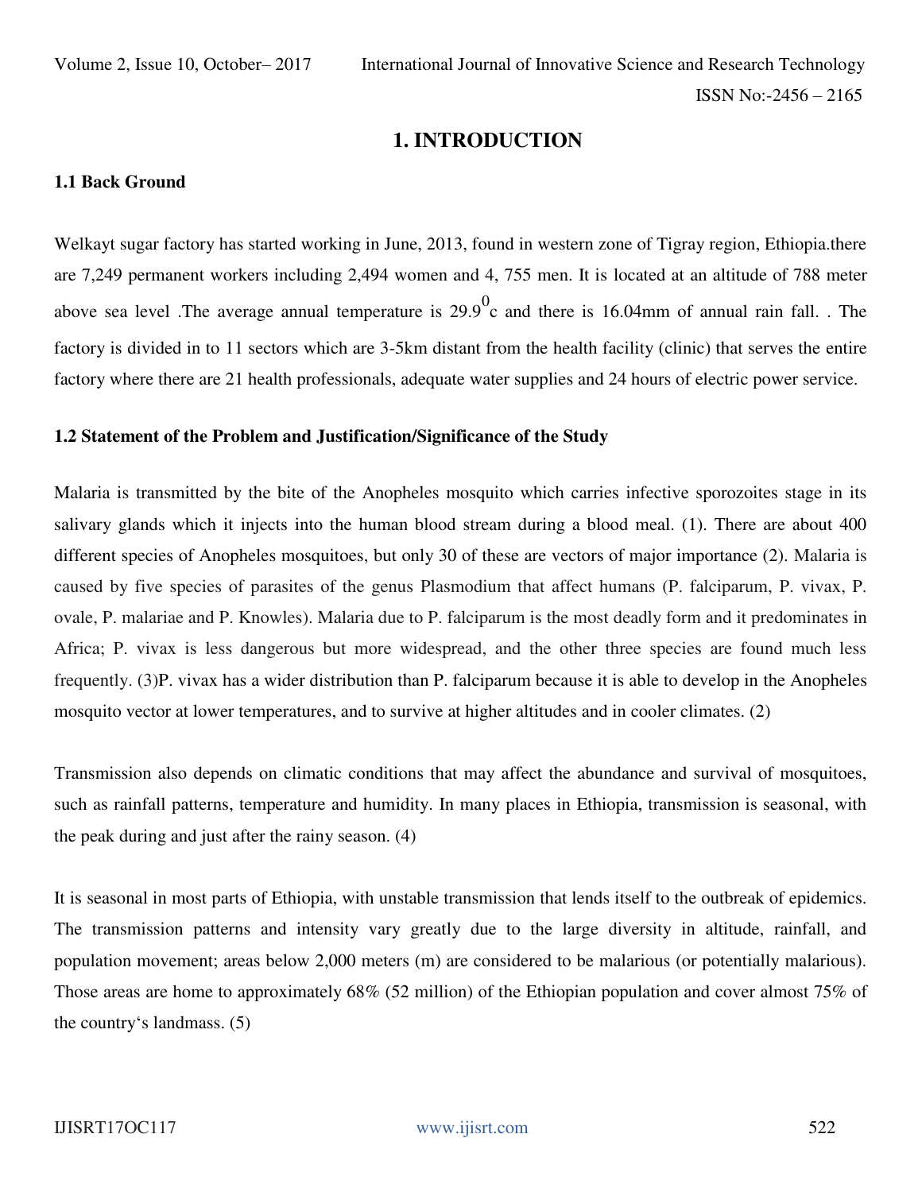# 1. INTRODUCTION

### 1.1 Back Ground

Welkayt sugar factory has started working in June, 2013, found in western zone of Tigray region, Ethiopia.there are 7,249 permanent workers including 2,494 women and 4, 755 men. It is located at an altitude of 788 meter above sea level .The average annual temperature is $29.9^0$c and there is 16.04mm of annual rain fall. . The factory is divided in to 11 sectors which are 3-5km distant from the health facility (clinic) that serves the entire factory where there are 21 health professionals, adequate water supplies and 24 hours of electric power service.

### 1.2 Statement of the Problem and Justification/Significance of the Study

Malaria is transmitted by the bite of the Anopheles mosquito which carries infective sporozoites stage in its salivary glands which it injects into the human blood stream during a blood meal. (1). There are about 400 different species of Anopheles mosquitoes, but only 30 of these are vectors of major importance (2). Malaria is caused by five species of parasites of the genus Plasmodium that affect humans (P. falciparum, P. vivax, P. ovale, P. malariae and P. Knowles). Malaria due to P. falciparum is the most deadly form and it predominates in Africa; P. vivax is less dangerous but more widespread, and the other three species are found much less frequently. (3)P. vivax has a wider distribution than P. falciparum because it is able to develop in the Anopheles mosquito vector at lower temperatures, and to survive at higher altitudes and in cooler climates. (2)

Transmission also depends on climatic conditions that may affect the abundance and survival of mosquitoes, such as rainfall patterns, temperature and humidity. In many places in Ethiopia, transmission is seasonal, with the peak during and just after the rainy season. (4)

It is seasonal in most parts of Ethiopia, with unstable transmission that lends itself to the outbreak of epidemics. The transmission patterns and intensity vary greatly due to the large diversity in altitude, rainfall, and population movement; areas below 2,000 meters (m) are considered to be malarious (or potentially malarious). Those areas are home to approximately 68% (52 million) of the Ethiopian population and cover almost 75% of the country's landmass. (5)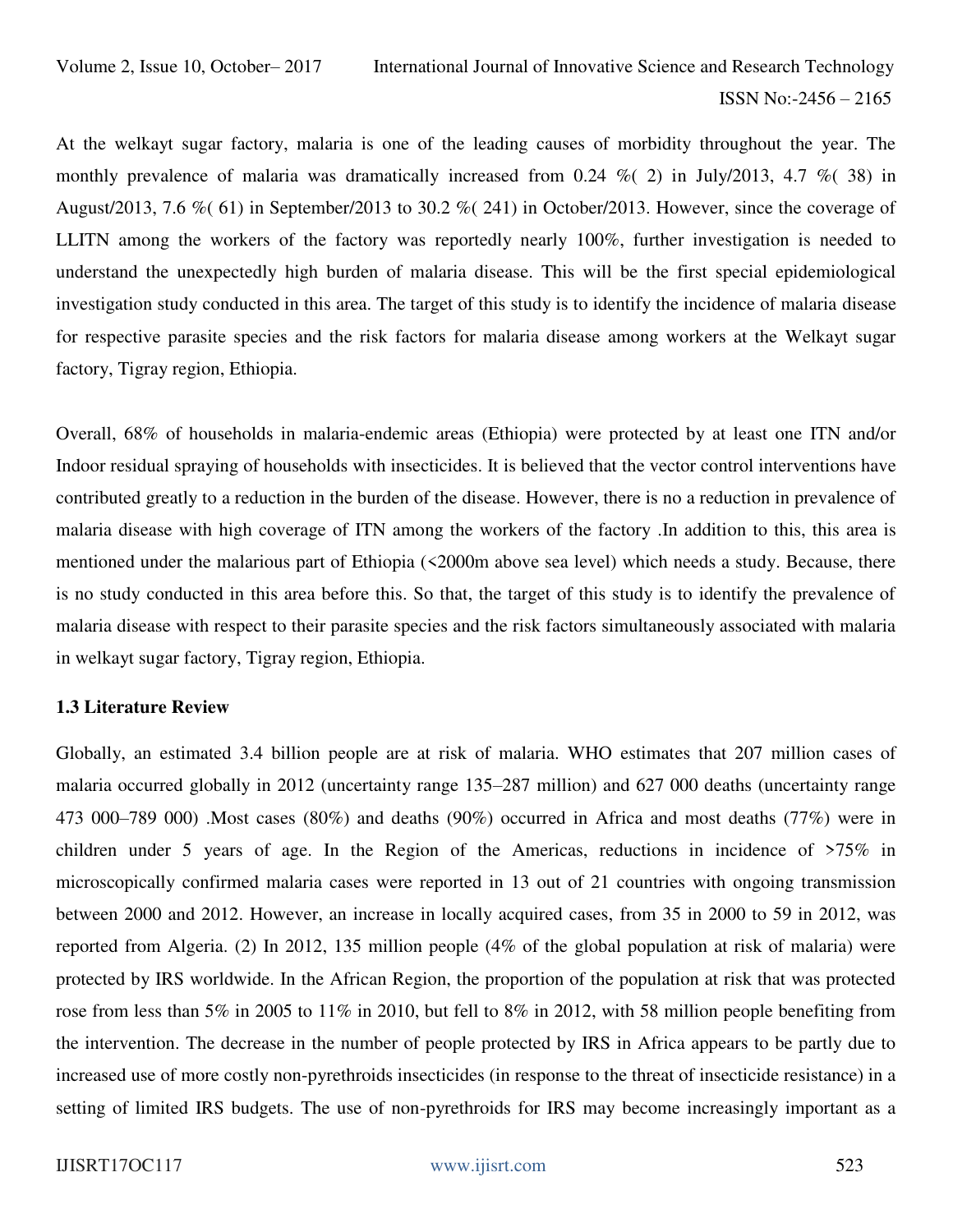At the welkayt sugar factory, malaria is one of the leading causes of morbidity throughout the year. The monthly prevalence of malaria was dramatically increased from 0.24 %( 2) in July/2013, 4.7 %( 38) in August/2013, 7.6 %( 61) in September/2013 to 30.2 %( 241) in October/2013. However, since the coverage of LLITN among the workers of the factory was reportedly nearly 100%, further investigation is needed to understand the unexpectedly high burden of malaria disease. This will be the first special epidemiological investigation study conducted in this area. The target of this study is to identify the incidence of malaria disease for respective parasite species and the risk factors for malaria disease among workers at the Welkayt sugar factory, Tigray region, Ethiopia.

Overall, 68% of households in malaria-endemic areas (Ethiopia) were protected by at least one ITN and/or Indoor residual spraying of households with insecticides. It is believed that the vector control interventions have contributed greatly to a reduction in the burden of the disease. However, there is no a reduction in prevalence of malaria disease with high coverage of ITN among the workers of the factory .In addition to this, this area is mentioned under the malarious part of Ethiopia (<2000m above sea level) which needs a study. Because, there is no study conducted in this area before this. So that, the target of this study is to identify the prevalence of malaria disease with respect to their parasite species and the risk factors simultaneously associated with malaria in welkayt sugar factory, Tigray region, Ethiopia.

### 1.3 Literature Review

Globally, an estimated 3.4 billion people are at risk of malaria. WHO estimates that 207 million cases of malaria occurred globally in 2012 (uncertainty range 135–287 million) and 627 000 deaths (uncertainty range 473 000–789 000) .Most cases (80%) and deaths (90%) occurred in Africa and most deaths (77%) were in children under 5 years of age. In the Region of the Americas, reductions in incidence of >75% in microscopically confirmed malaria cases were reported in 13 out of 21 countries with ongoing transmission between 2000 and 2012. However, an increase in locally acquired cases, from 35 in 2000 to 59 in 2012, was reported from Algeria. (2) In 2012, 135 million people (4% of the global population at risk of malaria) were protected by IRS worldwide. In the African Region, the proportion of the population at risk that was protected rose from less than 5% in 2005 to 11% in 2010, but fell to 8% in 2012, with 58 million people benefiting from the intervention. The decrease in the number of people protected by IRS in Africa appears to be partly due to increased use of more costly non-pyrethroids insecticides (in response to the threat of insecticide resistance) in a setting of limited IRS budgets. The use of non-pyrethroids for IRS may become increasingly important as a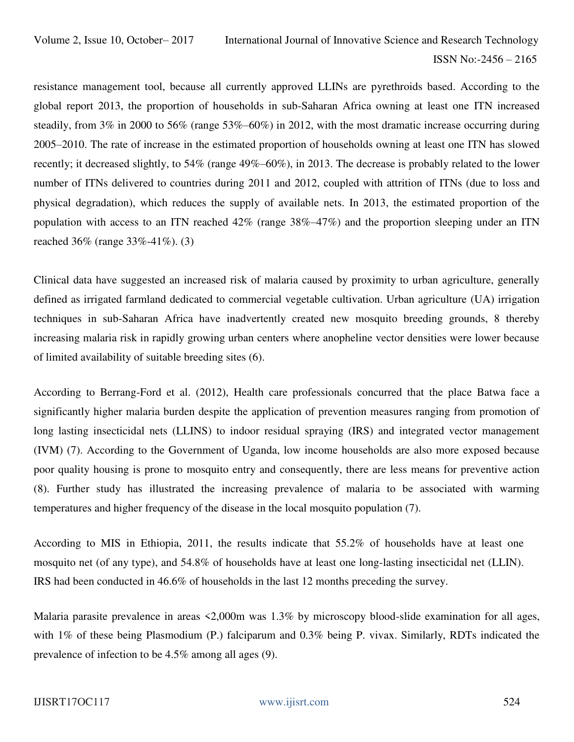resistance management tool, because all currently approved LLINs are pyrethroids based. According to the global report 2013, the proportion of households in sub-Saharan Africa owning at least one ITN increased steadily, from 3% in 2000 to 56% (range 53%–60%) in 2012, with the most dramatic increase occurring during 2005–2010. The rate of increase in the estimated proportion of households owning at least one ITN has slowed recently; it decreased slightly, to 54% (range 49%–60%), in 2013. The decrease is probably related to the lower number of ITNs delivered to countries during 2011 and 2012, coupled with attrition of ITNs (due to loss and physical degradation), which reduces the supply of available nets. In 2013, the estimated proportion of the population with access to an ITN reached 42% (range 38%–47%) and the proportion sleeping under an ITN reached 36% (range 33%-41%). (3)

Clinical data have suggested an increased risk of malaria caused by proximity to urban agriculture, generally defined as irrigated farmland dedicated to commercial vegetable cultivation. Urban agriculture (UA) irrigation techniques in sub-Saharan Africa have inadvertently created new mosquito breeding grounds, 8 thereby increasing malaria risk in rapidly growing urban centers where anopheline vector densities were lower because of limited availability of suitable breeding sites (6).

According to Berrang-Ford et al. (2012), Health care professionals concurred that the place Batwa face a significantly higher malaria burden despite the application of prevention measures ranging from promotion of long lasting insecticidal nets (LLINS) to indoor residual spraying (IRS) and integrated vector management (IVM) (7). According to the Government of Uganda, low income households are also more exposed because poor quality housing is prone to mosquito entry and consequently, there are less means for preventive action (8). Further study has illustrated the increasing prevalence of malaria to be associated with warming temperatures and higher frequency of the disease in the local mosquito population (7).

According to MIS in Ethiopia, 2011, the results indicate that 55.2% of households have at least one mosquito net (of any type), and 54.8% of households have at least one long-lasting insecticidal net (LLIN). IRS had been conducted in 46.6% of households in the last 12 months preceding the survey.

Malaria parasite prevalence in areas <2,000m was 1.3% by microscopy blood-slide examination for all ages, with 1% of these being Plasmodium (P.) falciparum and 0.3% being P. vivax. Similarly, RDTs indicated the prevalence of infection to be 4.5% among all ages (9).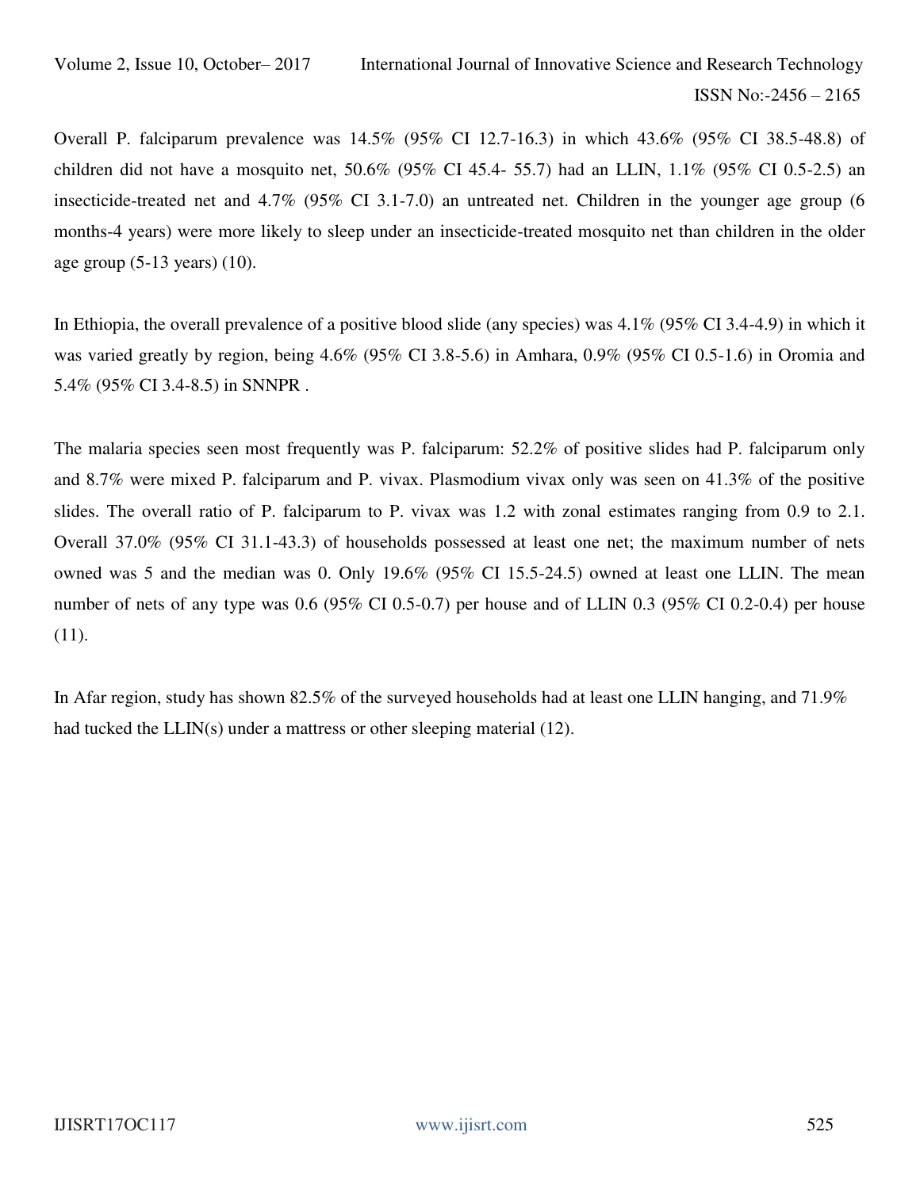Overall P. falciparum prevalence was 14.5% (95% CI 12.7-16.3) in which 43.6% (95% CI 38.5-48.8) of children did not have a mosquito net, 50.6% (95% CI 45.4- 55.7) had an LLIN, 1.1% (95% CI 0.5-2.5) an insecticide-treated net and 4.7% (95% CI 3.1-7.0) an untreated net. Children in the younger age group (6 months-4 years) were more likely to sleep under an insecticide-treated mosquito net than children in the older age group (5-13 years) (10).

In Ethiopia, the overall prevalence of a positive blood slide (any species) was 4.1% (95% CI 3.4-4.9) in which it was varied greatly by region, being 4.6% (95% CI 3.8-5.6) in Amhara, 0.9% (95% CI 0.5-1.6) in Oromia and 5.4% (95% CI 3.4-8.5) in SNNPR .

The malaria species seen most frequently was P. falciparum: 52.2% of positive slides had P. falciparum only and 8.7% were mixed P. falciparum and P. vivax. Plasmodium vivax only was seen on 41.3% of the positive slides. The overall ratio of P. falciparum to P. vivax was 1.2 with zonal estimates ranging from 0.9 to 2.1. Overall 37.0% (95% CI 31.1-43.3) of households possessed at least one net; the maximum number of nets owned was 5 and the median was 0. Only 19.6% (95% CI 15.5-24.5) owned at least one LLIN. The mean number of nets of any type was 0.6 (95% CI 0.5-0.7) per house and of LLIN 0.3 (95% CI 0.2-0.4) per house (11).

In Afar region, study has shown 82.5% of the surveyed households had at least one LLIN hanging, and 71.9% had tucked the LLIN(s) under a mattress or other sleeping material (12).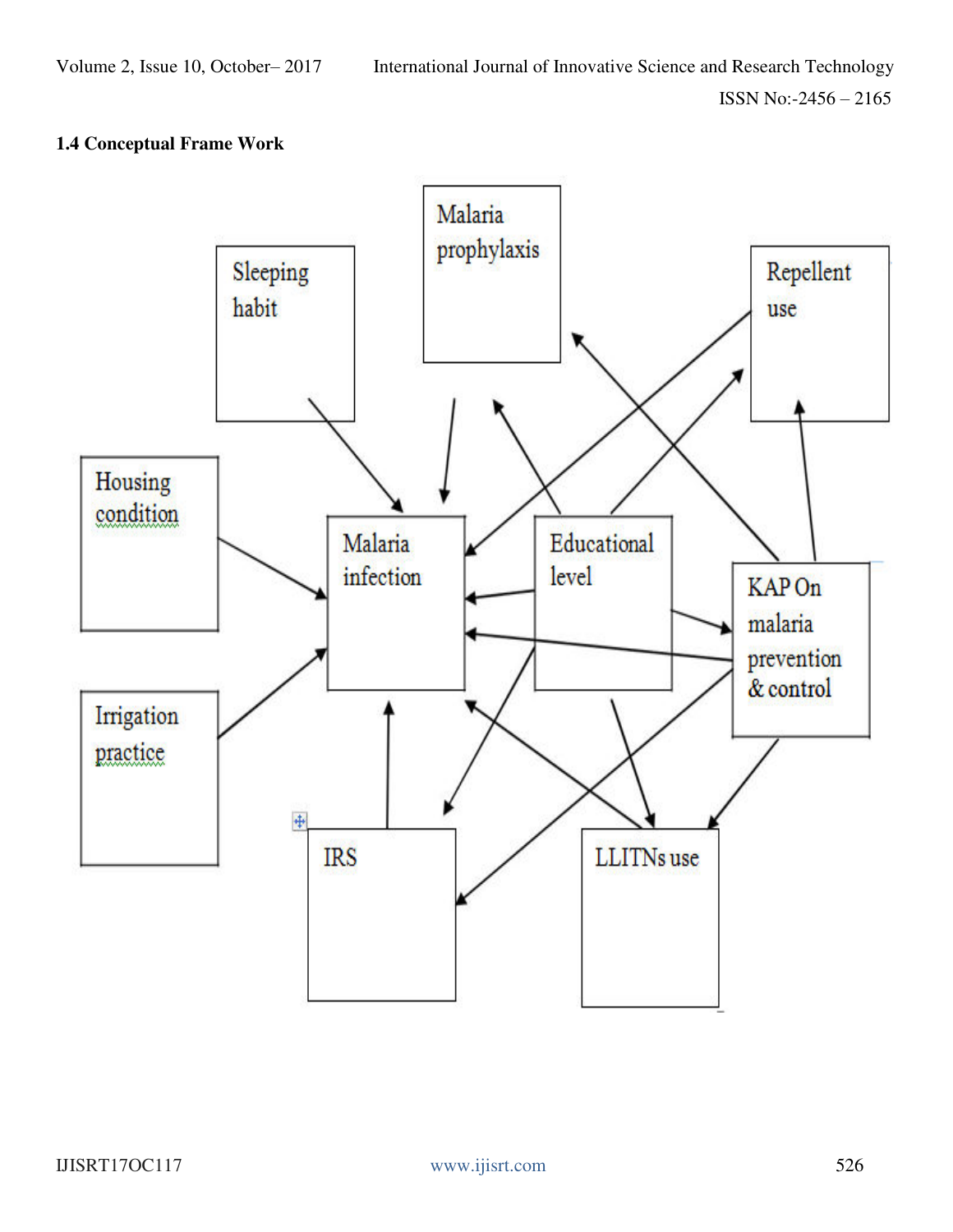### 1.4 Conceptual Frame Work

Sleeping habit

Malaria prophylaxis

Repellent use

Housing condition

Malaria infection

Educational level

KAP On malaria prevention & control

Irrigation practice

IRS

LLITNs use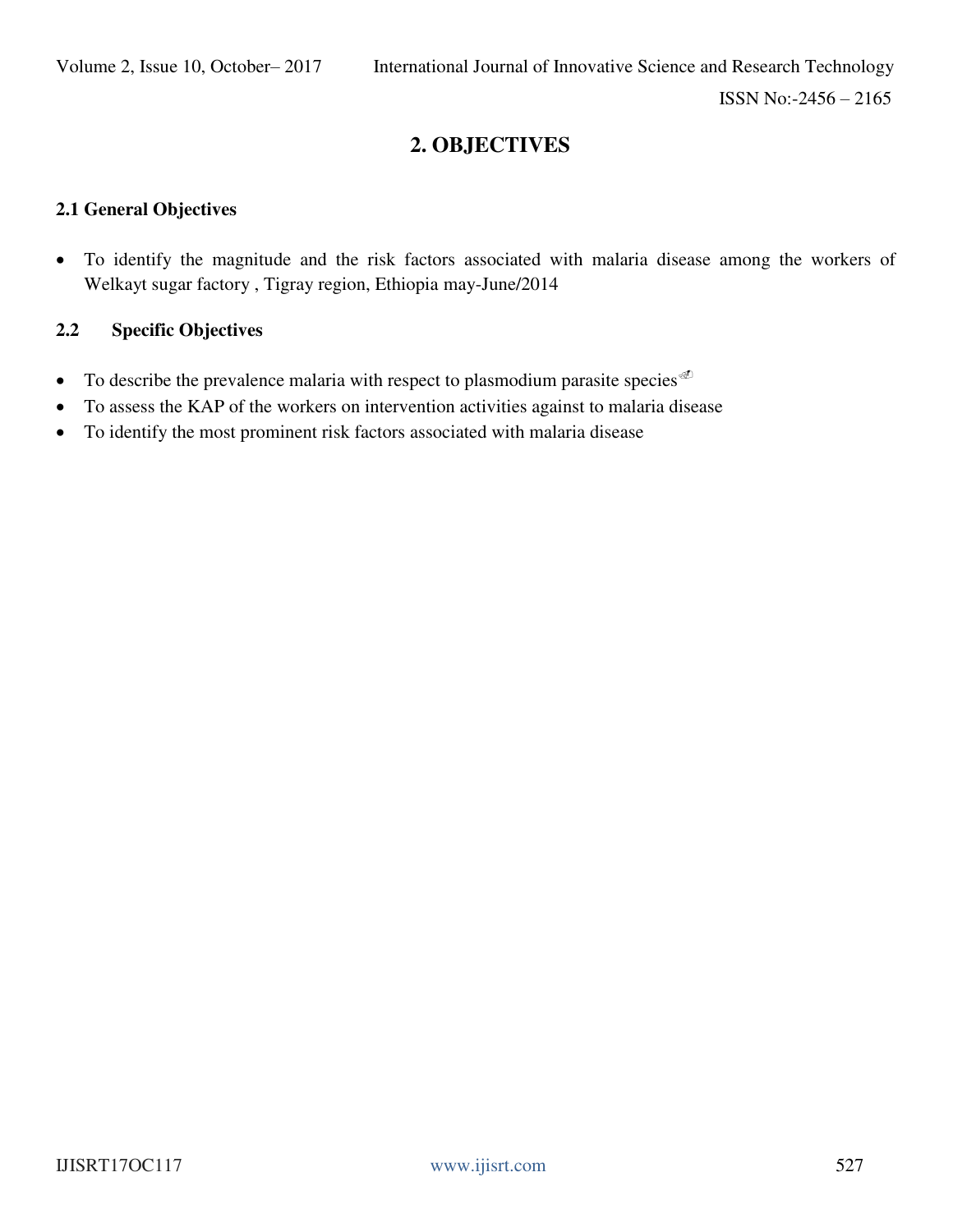## 2. OBJECTIVES

### 2.1 General Objectives

- To identify the magnitude and the risk factors associated with malaria disease among the workers of Welkayt sugar factory , Tigray region, Ethiopia may-June/2014

### 2.2 Specific Objectives

- To describe the prevalence malaria with respect to plasmodium parasite species
- To assess the KAP of the workers on intervention activities against to malaria disease
- To identify the most prominent risk factors associated with malaria disease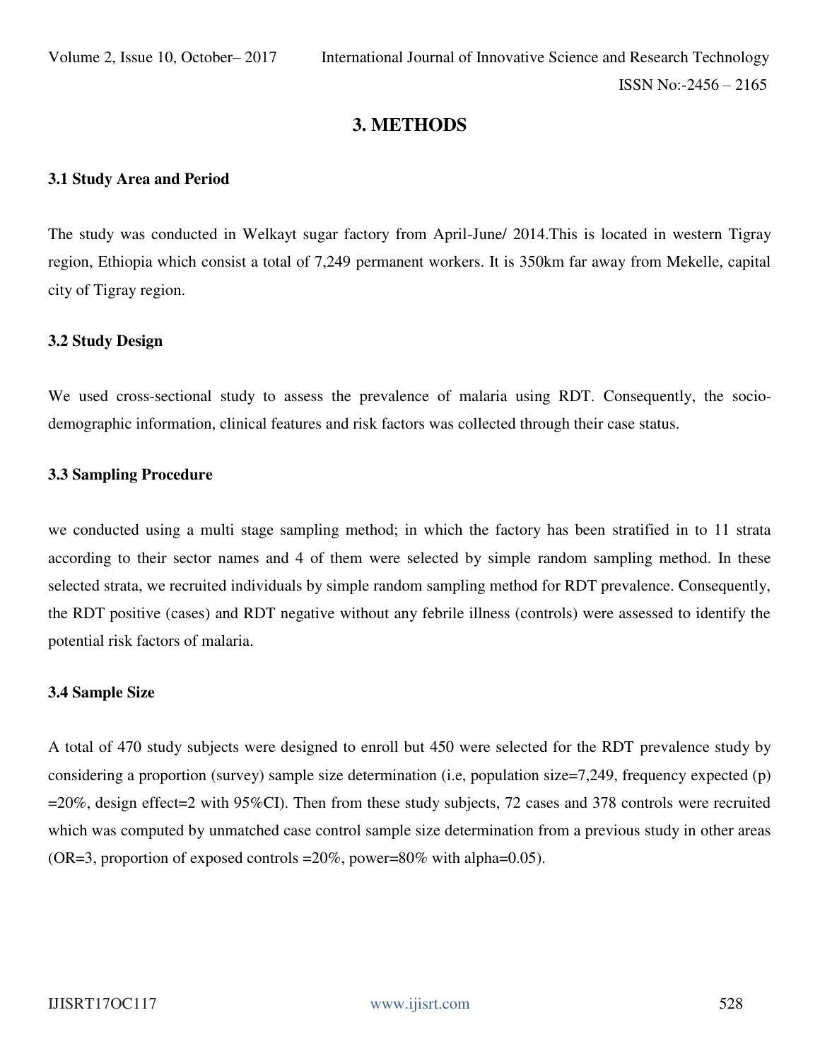# 3. METHODS

### 3.1 Study Area and Period

The study was conducted in Welkayt sugar factory from April-June/ 2014.This is located in western Tigray region, Ethiopia which consist a total of 7,249 permanent workers. It is 350km far away from Mekelle, capital city of Tigray region.

### 3.2 Study Design

We used cross-sectional study to assess the prevalence of malaria using RDT. Consequently, the socio-demographic information, clinical features and risk factors was collected through their case status.

### 3.3 Sampling Procedure

we conducted using a multi stage sampling method; in which the factory has been stratified in to 11 strata according to their sector names and 4 of them were selected by simple random sampling method. In these selected strata, we recruited individuals by simple random sampling method for RDT prevalence. Consequently, the RDT positive (cases) and RDT negative without any febrile illness (controls) were assessed to identify the potential risk factors of malaria.

### 3.4 Sample Size

A total of 470 study subjects were designed to enroll but 450 were selected for the RDT prevalence study by considering a proportion (survey) sample size determination (i.e, population size=7,249, frequency expected (p) =20%, design effect=2 with 95%CI). Then from these study subjects, 72 cases and 378 controls were recruited which was computed by unmatched case control sample size determination from a previous study in other areas (OR=3, proportion of exposed controls =20%, power=80% with alpha=0.05).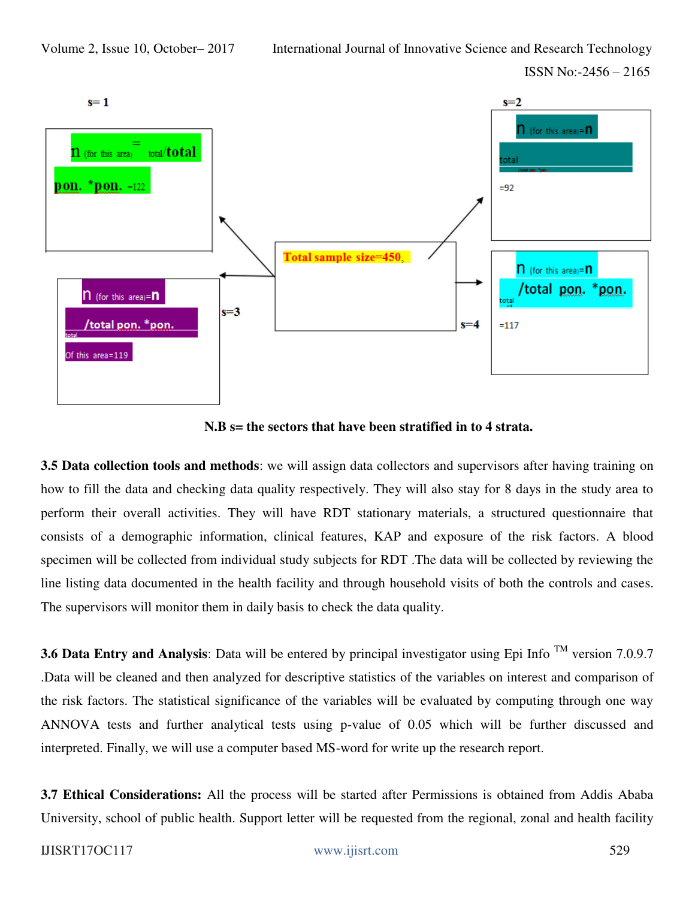s= 1

n (for this area) = total/total pon. *pon. =122

s=2

n (for this area)=n total /total pon. *pon. =92

Total sample size=450,

s=3

n (for this area)=n /total pon. *pon. total Of this area=119

s=4

n (for this area)=n /total pon. *pon. total =117

**N.B s= the sectors that have been stratified in to 4 strata.**

**3.5 Data collection tools and methods**: we will assign data collectors and supervisors after having training on how to fill the data and checking data quality respectively. They will also stay for 8 days in the study area to perform their overall activities. They will have RDT stationary materials, a structured questionnaire that consists of a demographic information, clinical features, KAP and exposure of the risk factors. A blood specimen will be collected from individual study subjects for RDT .The data will be collected by reviewing the line listing data documented in the health facility and through household visits of both the controls and cases. The supervisors will monitor them in daily basis to check the data quality.

**3.6 Data Entry and Analysis**: Data will be entered by principal investigator using Epi Info ™ version 7.0.9.7 .Data will be cleaned and then analyzed for descriptive statistics of the variables on interest and comparison of the risk factors. The statistical significance of the variables will be evaluated by computing through one way ANNOVA tests and further analytical tests using p-value of 0.05 which will be further discussed and interpreted. Finally, we will use a computer based MS-word for write up the research report.

**3.7 Ethical Considerations:** All the process will be started after Permissions is obtained from Addis Ababa University, school of public health. Support letter will be requested from the regional, zonal and health facility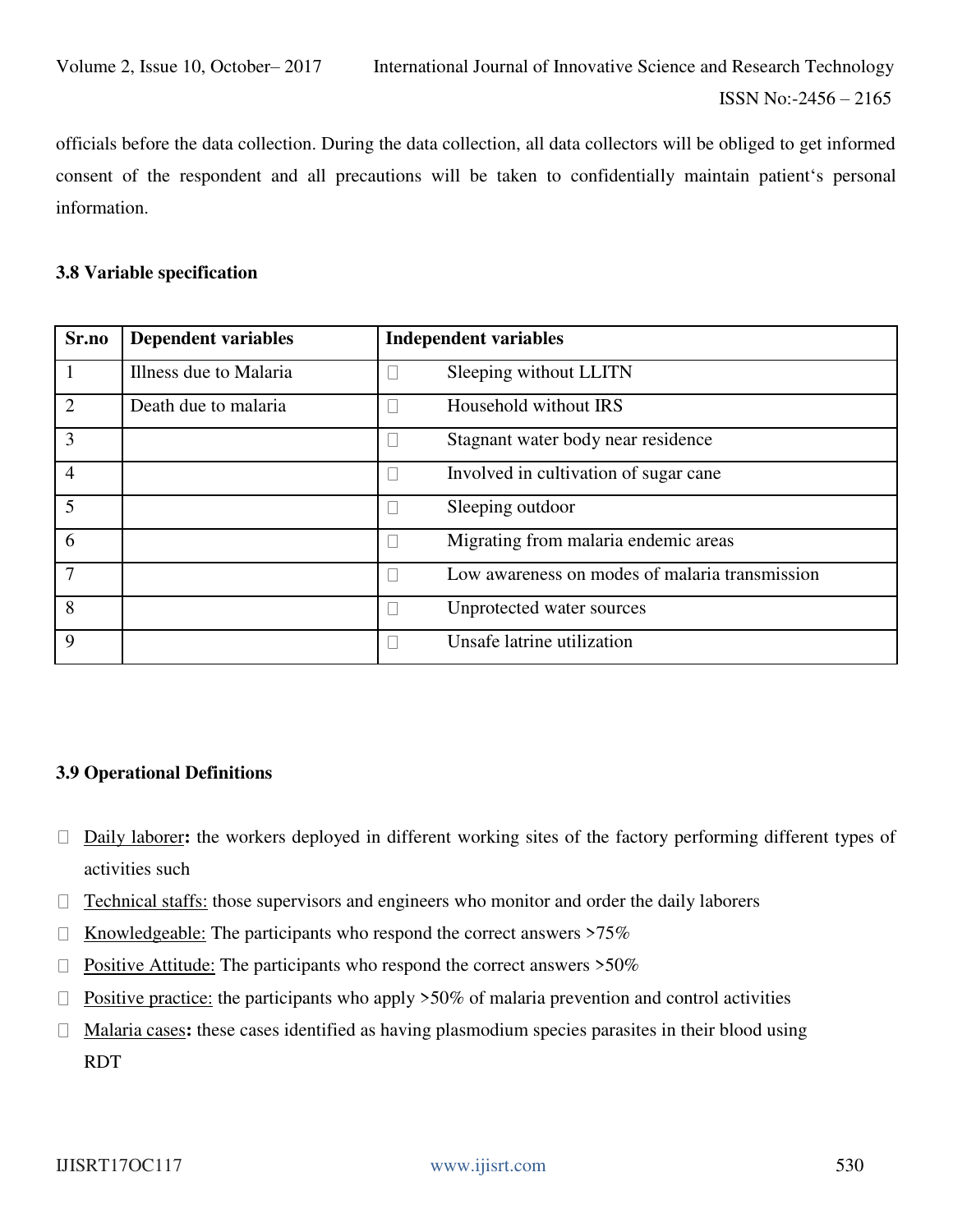officials before the data collection. During the data collection, all data collectors will be obliged to get informed consent of the respondent and all precautions will be taken to confidentially maintain patient's personal information.

### 3.8 Variable specification

| Sr.no | Dependent variables | Independent variables |
|---|---|---|
| 1 | Illness due to Malaria | Sleeping without LLITN |
| 2 | Death due to malaria | Household without IRS |
| 3 | | Stagnant water body near residence |
| 4 | | Involved in cultivation of sugar cane |
| 5 | | Sleeping outdoor |
| 6 | | Migrating from malaria endemic areas |
| 7 | | Low awareness on modes of malaria transmission |
| 8 | | Unprotected water sources |
| 9 | | Unsafe latrine utilization |

### 3.9 Operational Definitions

- Daily laborer**:** the workers deployed in different working sites of the factory performing different types of activities such
- Technical staffs: those supervisors and engineers who monitor and order the daily laborers
- Knowledgeable: The participants who respond the correct answers >75%
- Positive Attitude: The participants who respond the correct answers >50%
- Positive practice: the participants who apply >50% of malaria prevention and control activities
- Malaria cases**:** these cases identified as having plasmodium species parasites in their blood using RDT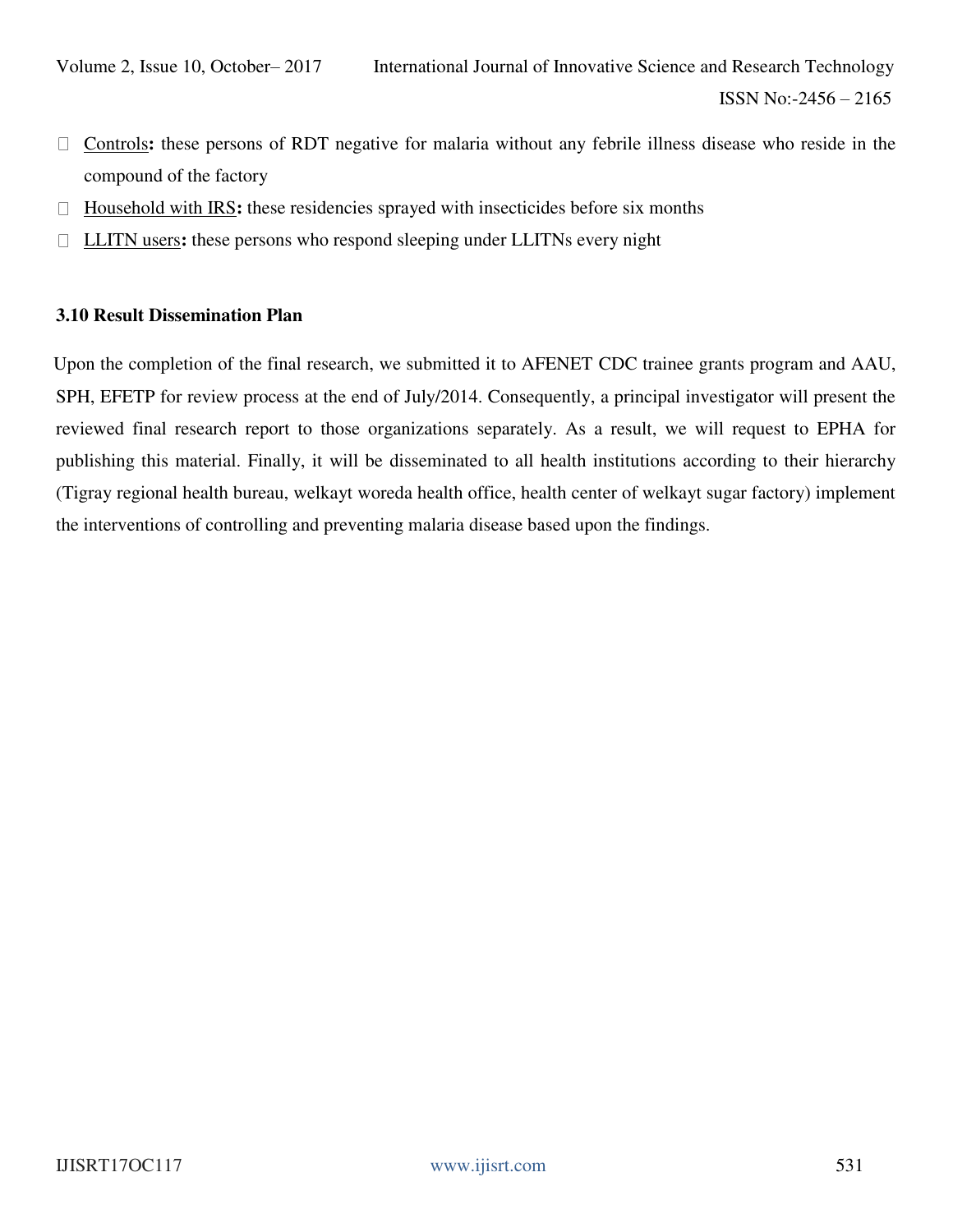- <u>Controls</u>**:** these persons of RDT negative for malaria without any febrile illness disease who reside in the compound of the factory
- <u>Household with IRS</u>**:** these residencies sprayed with insecticides before six months
- <u>LLITN users</u>**:** these persons who respond sleeping under LLITNs every night

### 3.10 Result Dissemination Plan

Upon the completion of the final research, we submitted it to AFENET CDC trainee grants program and AAU, SPH, EFETP for review process at the end of July/2014. Consequently, a principal investigator will present the reviewed final research report to those organizations separately. As a result, we will request to EPHA for publishing this material. Finally, it will be disseminated to all health institutions according to their hierarchy (Tigray regional health bureau, welkayt woreda health office, health center of welkayt sugar factory) implement the interventions of controlling and preventing malaria disease based upon the findings.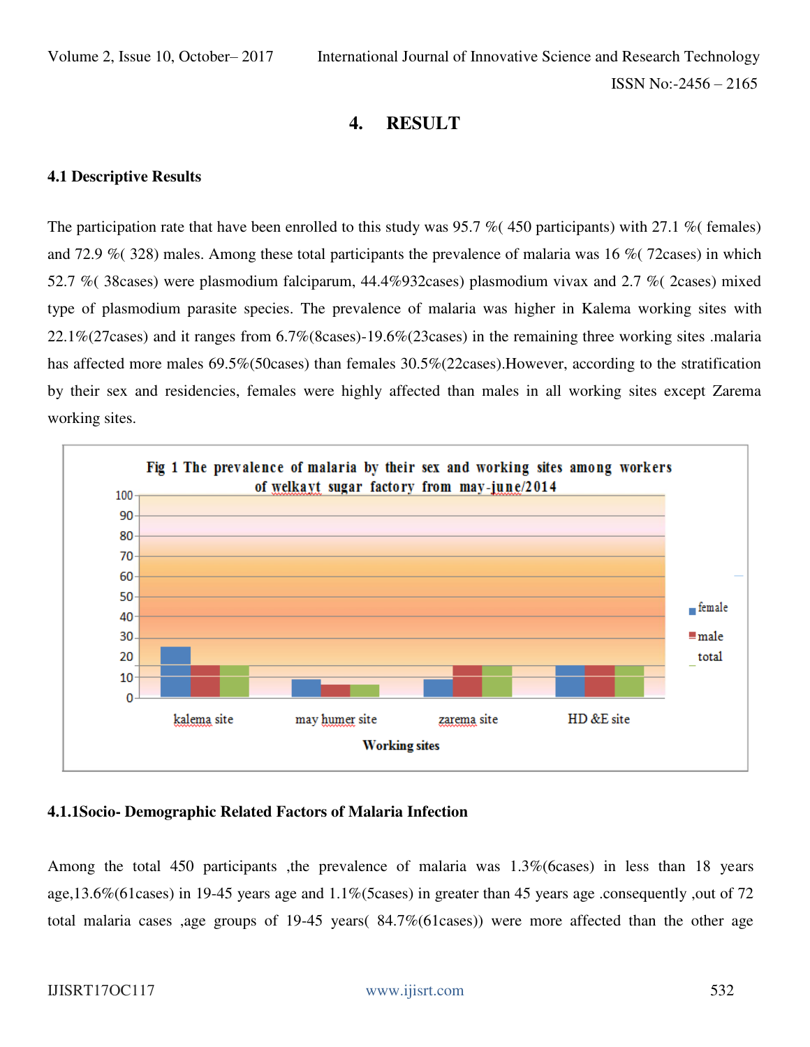# 4. RESULT

## 4.1 Descriptive Results

The participation rate that have been enrolled to this study was 95.7 %( 450 participants) with 27.1 %( females) and 72.9 %( 328) males. Among these total participants the prevalence of malaria was 16 %( 72cases) in which 52.7 %( 38cases) were plasmodium falciparum, 44.4%932cases) plasmodium vivax and 2.7 %( 2cases) mixed type of plasmodium parasite species. The prevalence of malaria was higher in Kalema working sites with 22.1%(27cases) and it ranges from 6.7%(8cases)-19.6%(23cases) in the remaining three working sites .malaria has affected more males 69.5%(50cases) than females 30.5%(22cases).However, according to the stratification by their sex and residencies, females were highly affected than males in all working sites except Zarema working sites.

Fig 1 The prevalence of malaria by their sex and working sites among workers of welkayt sugar factory from may-june/2014

### 4.1.1Socio- Demographic Related Factors of Malaria Infection

Among the total 450 participants ,the prevalence of malaria was 1.3%(6cases) in less than 18 years age,13.6%(61cases) in 19-45 years age and 1.1%(5cases) in greater than 45 years age .consequently ,out of 72 total malaria cases ,age groups of 19-45 years( 84.7%(61cases)) were more affected than the other age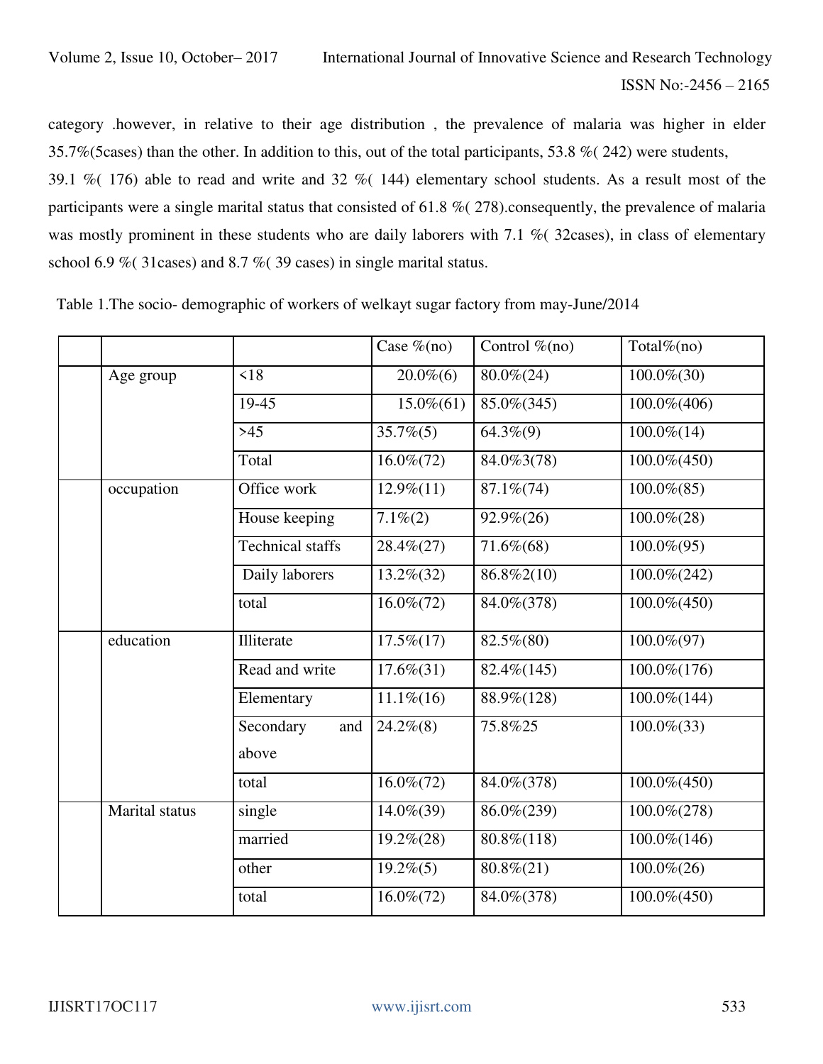category .however, in relative to their age distribution , the prevalence of malaria was higher in elder 35.7%(5cases) than the other. In addition to this, out of the total participants, 53.8 %( 242) were students, 39.1 %( 176) able to read and write and 32 %( 144) elementary school students. As a result most of the participants were a single marital status that consisted of 61.8 %( 278).consequently, the prevalence of malaria was mostly prominent in these students who are daily laborers with 7.1 %( 32cases), in class of elementary school 6.9 %( 31cases) and 8.7 %( 39 cases) in single marital status.

Table 1.The socio- demographic of workers of welkayt sugar factory from may-June/2014

| | | | Case %(no) | Control %(no) | Total%(no) |
|---|---|---|---|---|---|
| | Age group | <18 | 20.0%(6) | 80.0%(24) | 100.0%(30) |
| | | 19-45 | 15.0%(61) | 85.0%(345) | 100.0%(406) |
| | | >45 | 35.7%(5) | 64.3%(9) | 100.0%(14) |
| | | Total | 16.0%(72) | 84.0%3(78) | 100.0%(450) |
| | occupation | Office work | 12.9%(11) | 87.1%(74) | 100.0%(85) |
| | | House keeping | 7.1%(2) | 92.9%(26) | 100.0%(28) |
| | | Technical staffs | 28.4%(27) | 71.6%(68) | 100.0%(95) |
| | | Daily laborers | 13.2%(32) | 86.8%2(10) | 100.0%(242) |
| | | total | 16.0%(72) | 84.0%(378) | 100.0%(450) |
| | education | Illiterate | 17.5%(17) | 82.5%(80) | 100.0%(97) |
| | | Read and write | 17.6%(31) | 82.4%(145) | 100.0%(176) |
| | | Elementary | 11.1%(16) | 88.9%(128) | 100.0%(144) |
| | | Secondary and above | 24.2%(8) | 75.8%25 | 100.0%(33) |
| | | total | 16.0%(72) | 84.0%(378) | 100.0%(450) |
| | Marital status | single | 14.0%(39) | 86.0%(239) | 100.0%(278) |
| | | married | 19.2%(28) | 80.8%(118) | 100.0%(146) |
| | | other | 19.2%(5) | 80.8%(21) | 100.0%(26) |
| | | total | 16.0%(72) | 84.0%(378) | 100.0%(450) |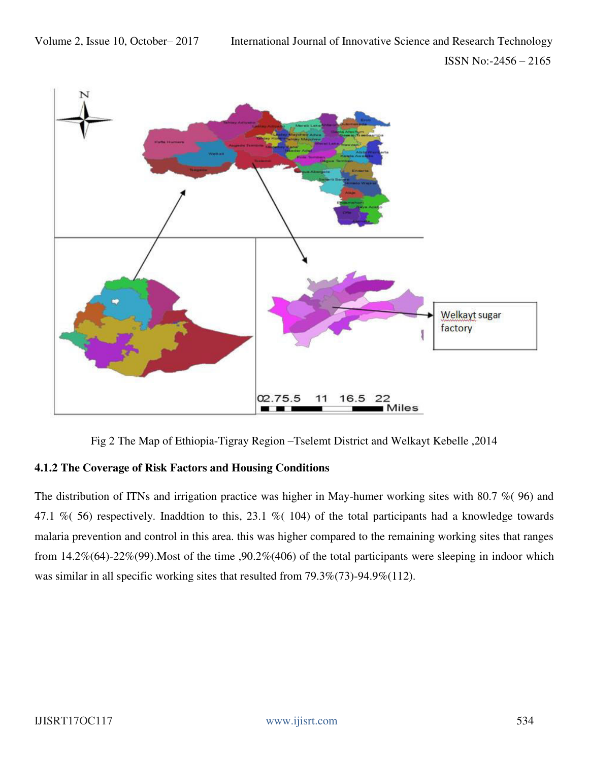Fig 2 The Map of Ethiopia-Tigray Region –Tselemt District and Welkayt Kebelle ,2014

### 4.1.2 The Coverage of Risk Factors and Housing Conditions

The distribution of ITNs and irrigation practice was higher in May-humer working sites with 80.7 %( 96) and 47.1 %( 56) respectively. Inaddtion to this, 23.1 %( 104) of the total participants had a knowledge towards malaria prevention and control in this area. this was higher compared to the remaining working sites that ranges from 14.2%(64)-22%(99).Most of the time ,90.2%(406) of the total participants were sleeping in indoor which was similar in all specific working sites that resulted from 79.3%(73)-94.9%(112).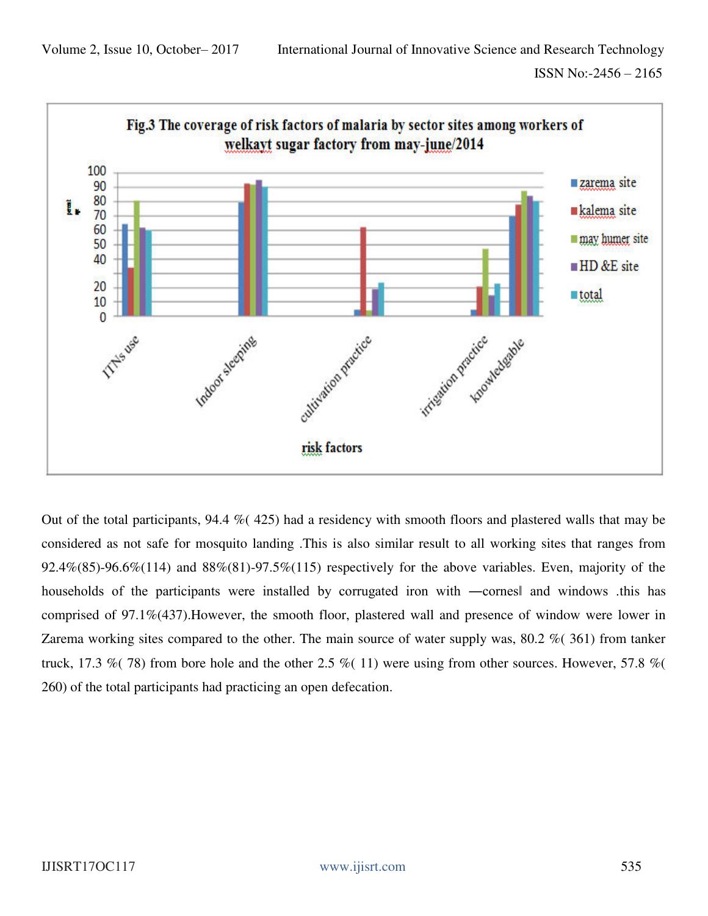Fig.3 The coverage of risk factors of malaria by sector sites among workers of welkayt sugar factory from may-june/2014

Out of the total participants, 94.4 %( 425) had a residency with smooth floors and plastered walls that may be considered as not safe for mosquito landing .This is also similar result to all working sites that ranges from 92.4%(85)-96.6%(114) and 88%(81)-97.5%(115) respectively for the above variables. Even, majority of the households of the participants were installed by corrugated iron with ―cornes‖ and windows .this has comprised of 97.1%(437).However, the smooth floor, plastered wall and presence of window were lower in Zarema working sites compared to the other. The main source of water supply was, 80.2 %( 361) from tanker truck, 17.3 %( 78) from bore hole and the other 2.5 %( 11) were using from other sources. However, 57.8 %( 260) of the total participants had practicing an open defecation.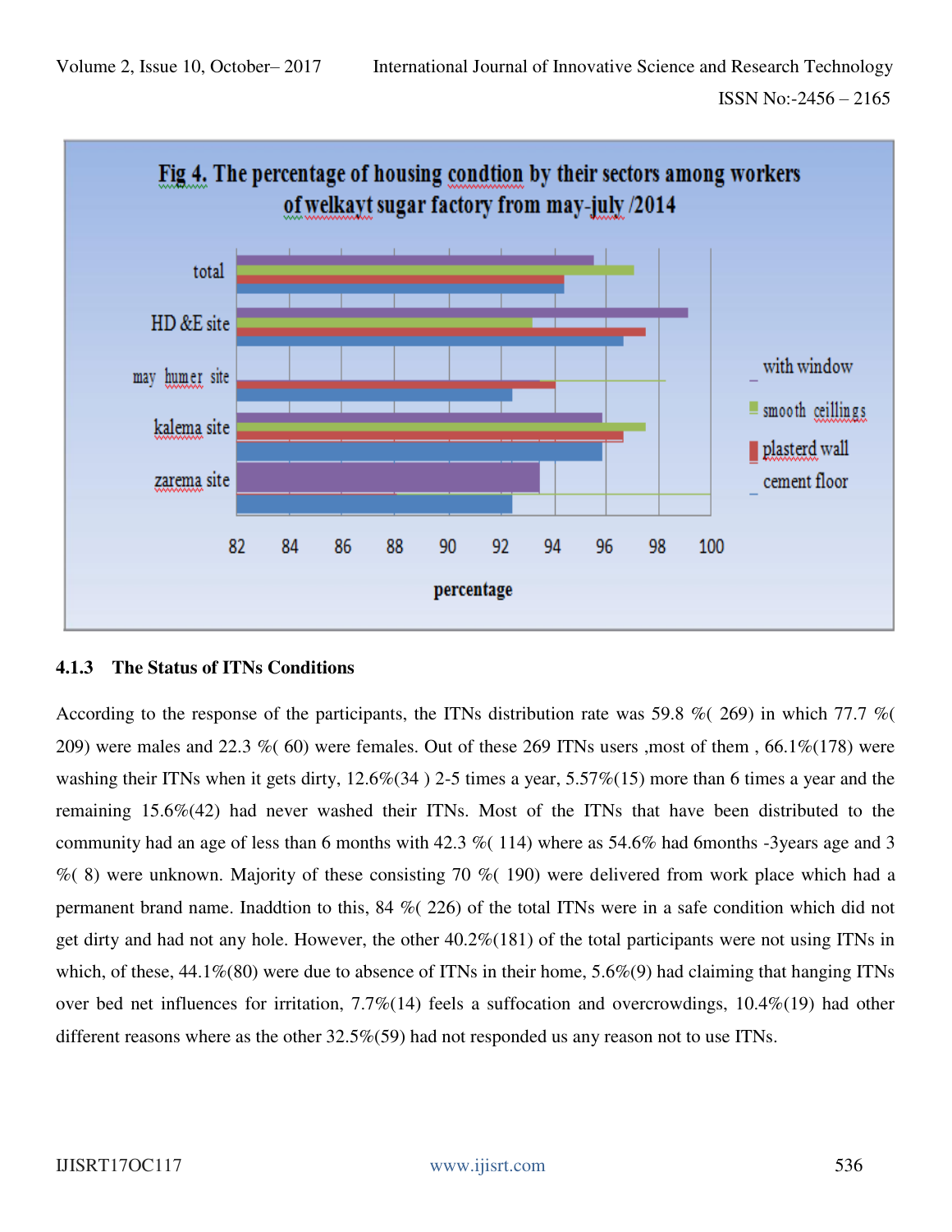Fig 4. The percentage of housing condtion by their sectors among workers of welkayt sugar factory from may-july /2014

### 4.1.3 The Status of ITNs Conditions

According to the response of the participants, the ITNs distribution rate was 59.8 %( 269) in which 77.7 %( 209) were males and 22.3 %( 60) were females. Out of these 269 ITNs users ,most of them , 66.1%(178) were washing their ITNs when it gets dirty, 12.6%(34 ) 2-5 times a year, 5.57%(15) more than 6 times a year and the remaining 15.6%(42) had never washed their ITNs. Most of the ITNs that have been distributed to the community had an age of less than 6 months with 42.3 %( 114) where as 54.6% had 6months -3years age and 3 %( 8) were unknown. Majority of these consisting 70 %( 190) were delivered from work place which had a permanent brand name. Inaddtion to this, 84 %( 226) of the total ITNs were in a safe condition which did not get dirty and had not any hole. However, the other 40.2%(181) of the total participants were not using ITNs in which, of these, 44.1%(80) were due to absence of ITNs in their home, 5.6%(9) had claiming that hanging ITNs over bed net influences for irritation, 7.7%(14) feels a suffocation and overcrowdings, 10.4%(19) had other different reasons where as the other 32.5%(59) had not responded us any reason not to use ITNs.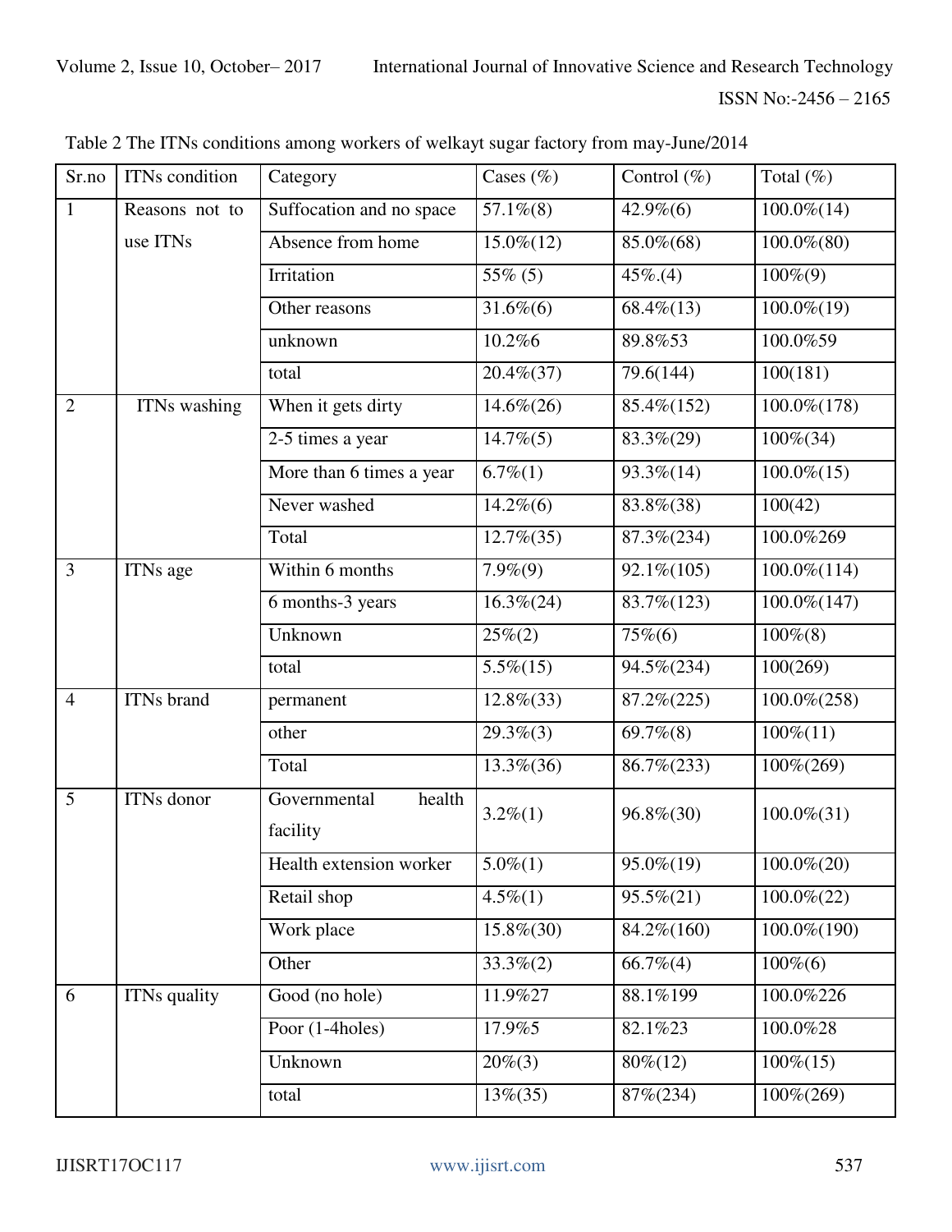Table 2 The ITNs conditions among workers of welkayt sugar factory from may-June/2014

| Sr.no | ITNs condition | Category | Cases (%) | Control (%) | Total (%) |
|---|---|---|---|---|---|
| 1 | Reasons not to use ITNs | Suffocation and no space | 57.1%(8) | 42.9%(6) | 100.0%(14) |
| | | Absence from home | 15.0%(12) | 85.0%(68) | 100.0%(80) |
| | | Irritation | 55% (5) | 45%.(4) | 100%(9) |
| | | Other reasons | 31.6%(6) | 68.4%(13) | 100.0%(19) |
| | | unknown | 10.2%6 | 89.8%53 | 100.0%59 |
| | | total | 20.4%(37) | 79.6(144) | 100(181) |
| 2 | ITNs washing | When it gets dirty | 14.6%(26) | 85.4%(152) | 100.0%(178) |
| | | 2-5 times a year | 14.7%(5) | 83.3%(29) | 100%(34) |
| | | More than 6 times a year | 6.7%(1) | 93.3%(14) | 100.0%(15) |
| | | Never washed | 14.2%(6) | 83.8%(38) | 100(42) |
| | | Total | 12.7%(35) | 87.3%(234) | 100.0%269 |
| 3 | ITNs age | Within 6 months | 7.9%(9) | 92.1%(105) | 100.0%(114) |
| | | 6 months-3 years | 16.3%(24) | 83.7%(123) | 100.0%(147) |
| | | Unknown | 25%(2) | 75%(6) | 100%(8) |
| | | total | 5.5%(15) | 94.5%(234) | 100(269) |
| 4 | ITNs brand | permanent | 12.8%(33) | 87.2%(225) | 100.0%(258) |
| | | other | 29.3%(3) | 69.7%(8) | 100%(11) |
| | | Total | 13.3%(36) | 86.7%(233) | 100%(269) |
| 5 | ITNs donor | Governmental health facility | 3.2%(1) | 96.8%(30) | 100.0%(31) |
| | | Health extension worker | 5.0%(1) | 95.0%(19) | 100.0%(20) |
| | | Retail shop | 4.5%(1) | 95.5%(21) | 100.0%(22) |
| | | Work place | 15.8%(30) | 84.2%(160) | 100.0%(190) |
| | | Other | 33.3%(2) | 66.7%(4) | 100%(6) |
| 6 | ITNs quality | Good (no hole) | 11.9%27 | 88.1%199 | 100.0%226 |
| | | Poor (1-4holes) | 17.9%5 | 82.1%23 | 100.0%28 |
| | | Unknown | 20%(3) | 80%(12) | 100%(15) |
| | | total | 13%(35) | 87%(234) | 100%(269) |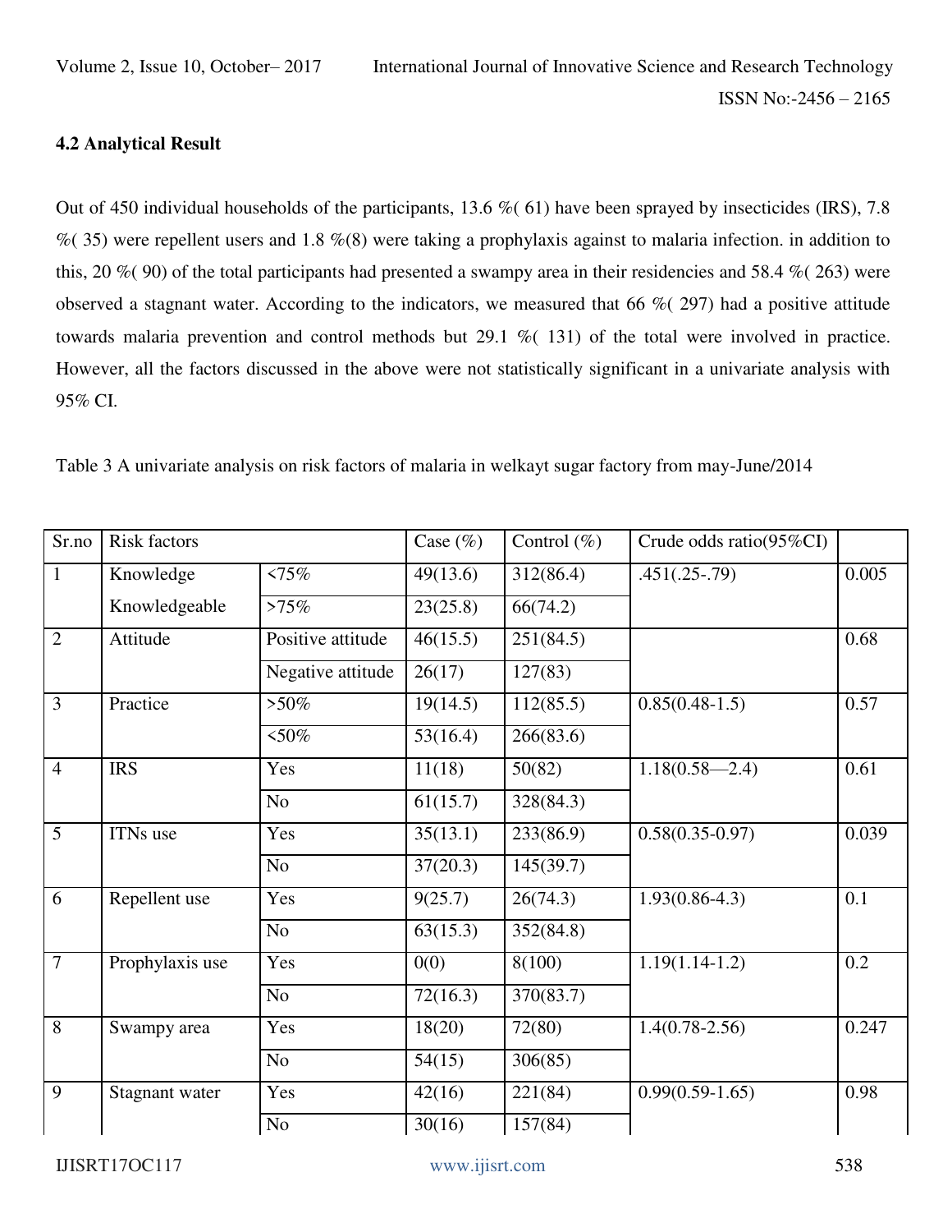### 4.2 Analytical Result

Out of 450 individual households of the participants, 13.6 %( 61) have been sprayed by insecticides (IRS), 7.8 %( 35) were repellent users and 1.8 %(8) were taking a prophylaxis against to malaria infection. in addition to this, 20 %( 90) of the total participants had presented a swampy area in their residencies and 58.4 %( 263) were observed a stagnant water. According to the indicators, we measured that 66 %( 297) had a positive attitude towards malaria prevention and control methods but 29.1 %( 131) of the total were involved in practice. However, all the factors discussed in the above were not statistically significant in a univariate analysis with 95% CI.

Table 3 A univariate analysis on risk factors of malaria in welkayt sugar factory from may-June/2014

| Sr.no | Risk factors | | Case (%) | Control (%) | Crude odds ratio(95%CI) | |
|---|---|---|---|---|---|---|
| 1 | Knowledge | <75% | 49(13.6) | 312(86.4) | .451(.25-.79) | 0.005 |
| | Knowledgeable | >75% | 23(25.8) | 66(74.2) | | |
| 2 | Attitude | Positive attitude | 46(15.5) | 251(84.5) | | 0.68 |
| | | Negative attitude | 26(17) | 127(83) | | |
| 3 | Practice | >50% | 19(14.5) | 112(85.5) | 0.85(0.48-1.5) | 0.57 |
| | | <50% | 53(16.4) | 266(83.6) | | |
| 4 | IRS | Yes | 11(18) | 50(82) | 1.18(0.58—2.4) | 0.61 |
| | | No | 61(15.7) | 328(84.3) | | |
| 5 | ITNs use | Yes | 35(13.1) | 233(86.9) | 0.58(0.35-0.97) | 0.039 |
| | | No | 37(20.3) | 145(39.7) | | |
| 6 | Repellent use | Yes | 9(25.7) | 26(74.3) | 1.93(0.86-4.3) | 0.1 |
| | | No | 63(15.3) | 352(84.8) | | |
| 7 | Prophylaxis use | Yes | 0(0) | 8(100) | 1.19(1.14-1.2) | 0.2 |
| | | No | 72(16.3) | 370(83.7) | | |
| 8 | Swampy area | Yes | 18(20) | 72(80) | 1.4(0.78-2.56) | 0.247 |
| | | No | 54(15) | 306(85) | | |
| 9 | Stagnant water | Yes | 42(16) | 221(84) | 0.99(0.59-1.65) | 0.98 |
| | | No | 30(16) | 157(84) | | |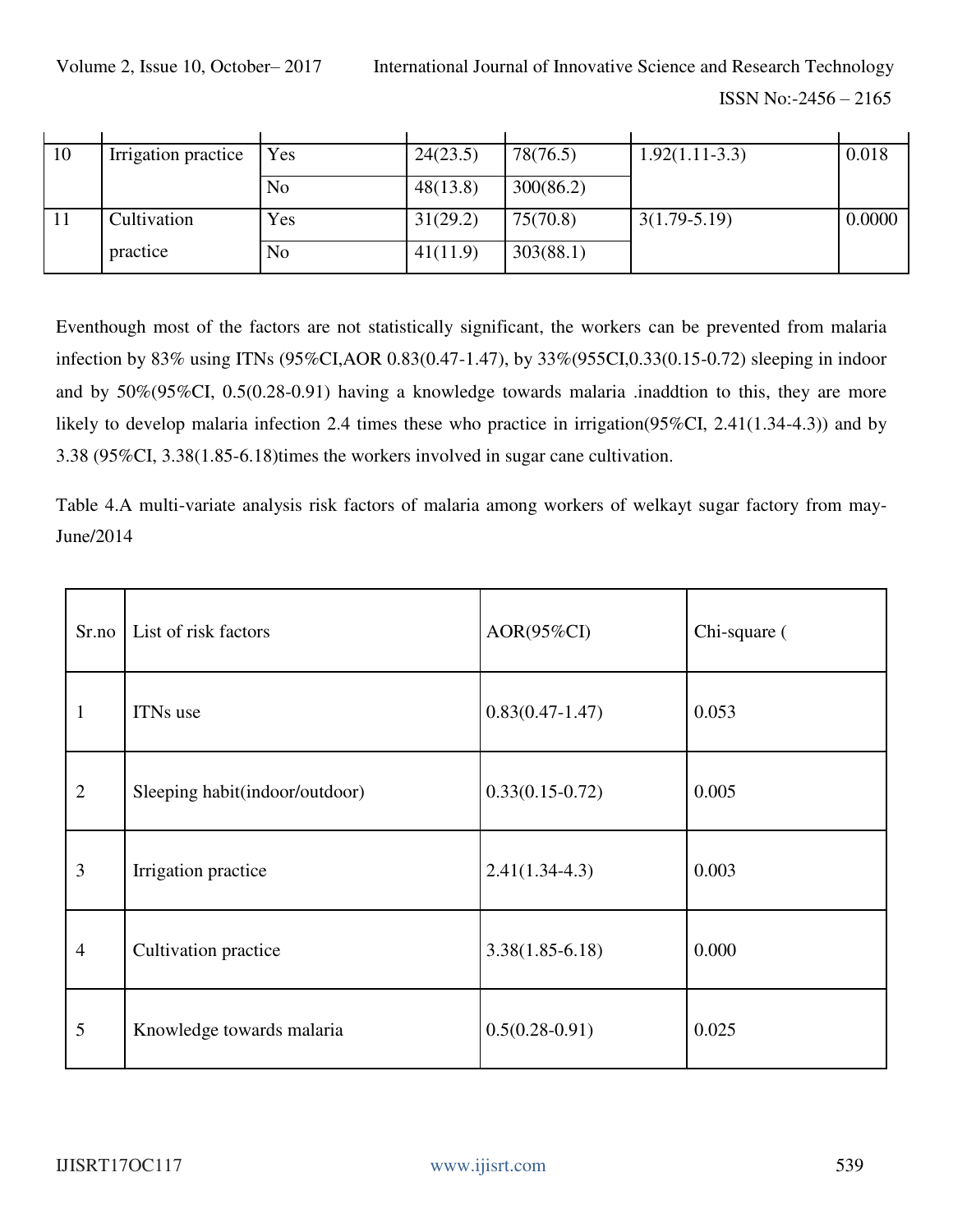| 10 | Irrigation practice | Yes | 24(23.5) | 78(76.5) | 1.92(1.11-3.3) | 0.018 |
|---|---|---|---|---|---|---|
| | | No | 48(13.8) | 300(86.2) | | |
| 11 | Cultivation practice | Yes | 31(29.2) | 75(70.8) | 3(1.79-5.19) | 0.0000 |
| | | No | 41(11.9) | 303(88.1) | | |

Eventhough most of the factors are not statistically significant, the workers can be prevented from malaria infection by 83% using ITNs (95%CI,AOR 0.83(0.47-1.47), by 33%(955CI,0.33(0.15-0.72) sleeping in indoor and by 50%(95%CI, 0.5(0.28-0.91) having a knowledge towards malaria .inaddtion to this, they are more likely to develop malaria infection 2.4 times these who practice in irrigation(95%CI, 2.41(1.34-4.3)) and by 3.38 (95%CI, 3.38(1.85-6.18)times the workers involved in sugar cane cultivation.

Table 4.A multi-variate analysis risk factors of malaria among workers of welkayt sugar factory from may-June/2014

| Sr.no | List of risk factors | AOR(95%CI) | Chi-square ( |
|---|---|---|---|
| 1 | ITNs use | 0.83(0.47-1.47) | 0.053 |
| 2 | Sleeping habit(indoor/outdoor) | 0.33(0.15-0.72) | 0.005 |
| 3 | Irrigation practice | 2.41(1.34-4.3) | 0.003 |
| 4 | Cultivation practice | 3.38(1.85-6.18) | 0.000 |
| 5 | Knowledge towards malaria | 0.5(0.28-0.91) | 0.025 |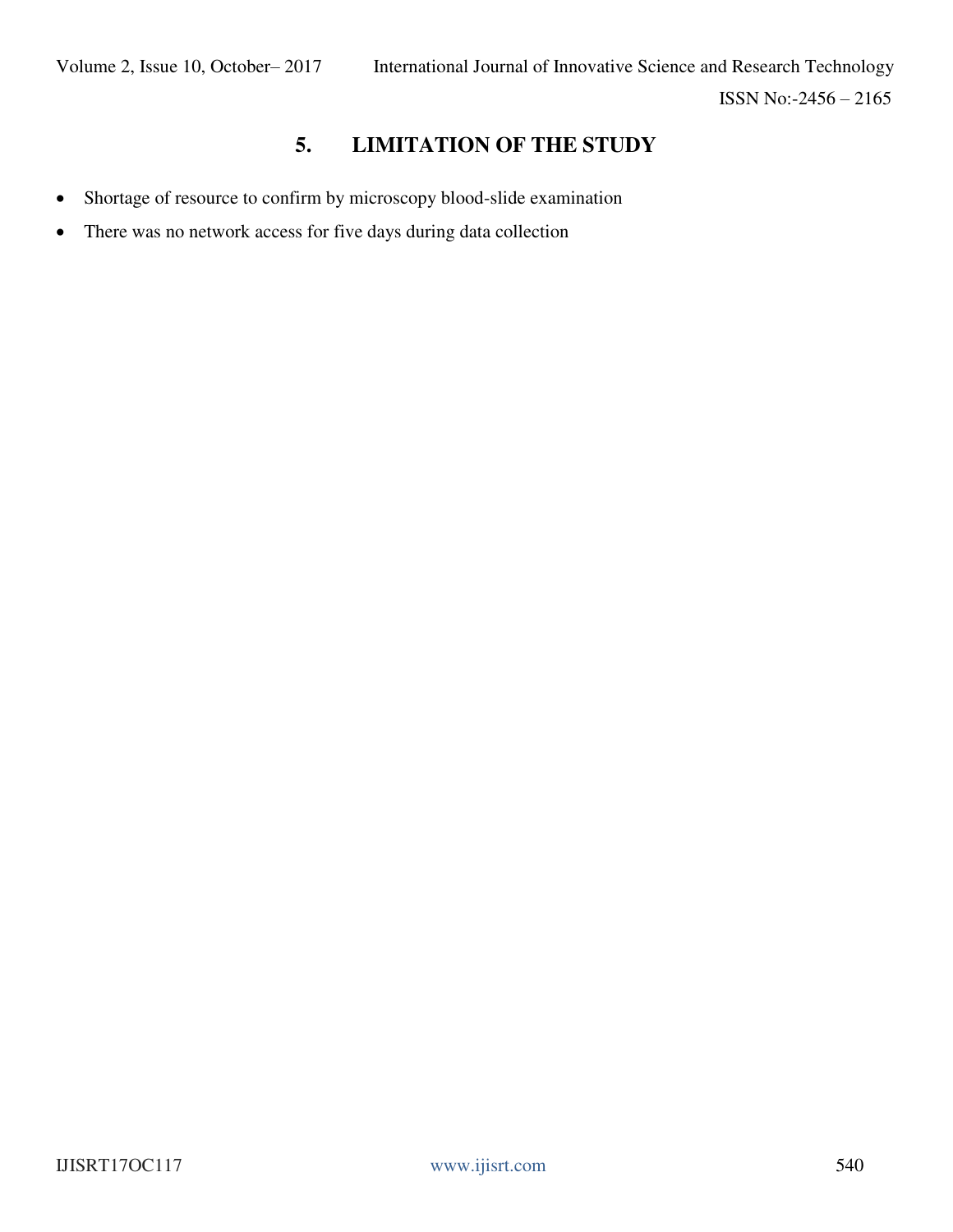## 5. LIMITATION OF THE STUDY

- Shortage of resource to confirm by microscopy blood-slide examination
- There was no network access for five days during data collection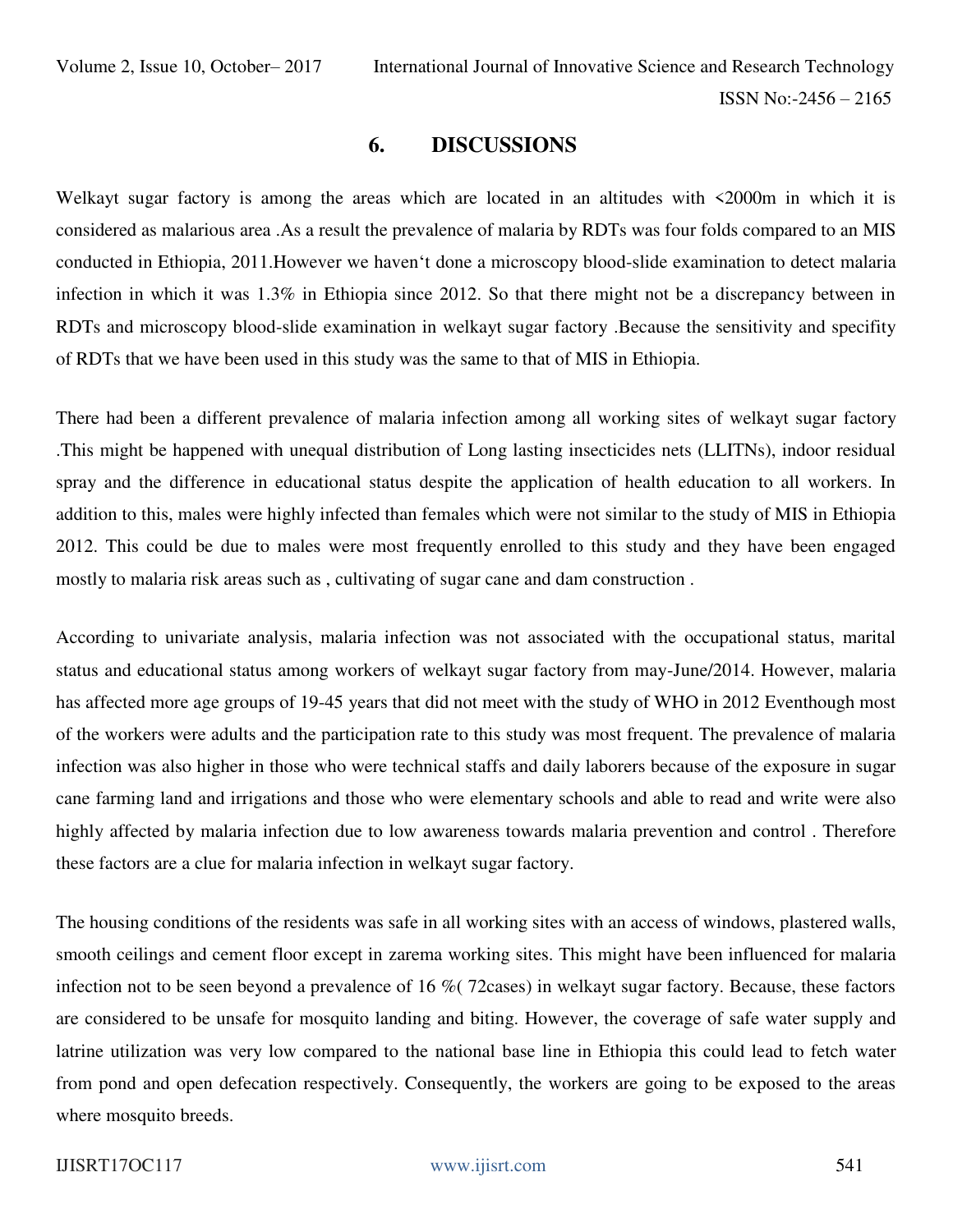## 6. DISCUSSIONS

Welkayt sugar factory is among the areas which are located in an altitudes with <2000m in which it is considered as malarious area .As a result the prevalence of malaria by RDTs was four folds compared to an MIS conducted in Ethiopia, 2011.However we haven't done a microscopy blood-slide examination to detect malaria infection in which it was 1.3% in Ethiopia since 2012. So that there might not be a discrepancy between in RDTs and microscopy blood-slide examination in welkayt sugar factory .Because the sensitivity and specifity of RDTs that we have been used in this study was the same to that of MIS in Ethiopia.

There had been a different prevalence of malaria infection among all working sites of welkayt sugar factory .This might be happened with unequal distribution of Long lasting insecticides nets (LLITNs), indoor residual spray and the difference in educational status despite the application of health education to all workers. In addition to this, males were highly infected than females which were not similar to the study of MIS in Ethiopia 2012. This could be due to males were most frequently enrolled to this study and they have been engaged mostly to malaria risk areas such as , cultivating of sugar cane and dam construction .

According to univariate analysis, malaria infection was not associated with the occupational status, marital status and educational status among workers of welkayt sugar factory from may-June/2014. However, malaria has affected more age groups of 19-45 years that did not meet with the study of WHO in 2012 Eventhough most of the workers were adults and the participation rate to this study was most frequent. The prevalence of malaria infection was also higher in those who were technical staffs and daily laborers because of the exposure in sugar cane farming land and irrigations and those who were elementary schools and able to read and write were also highly affected by malaria infection due to low awareness towards malaria prevention and control . Therefore these factors are a clue for malaria infection in welkayt sugar factory.

The housing conditions of the residents was safe in all working sites with an access of windows, plastered walls, smooth ceilings and cement floor except in zarema working sites. This might have been influenced for malaria infection not to be seen beyond a prevalence of 16 %( 72cases) in welkayt sugar factory. Because, these factors are considered to be unsafe for mosquito landing and biting. However, the coverage of safe water supply and latrine utilization was very low compared to the national base line in Ethiopia this could lead to fetch water from pond and open defecation respectively. Consequently, the workers are going to be exposed to the areas where mosquito breeds.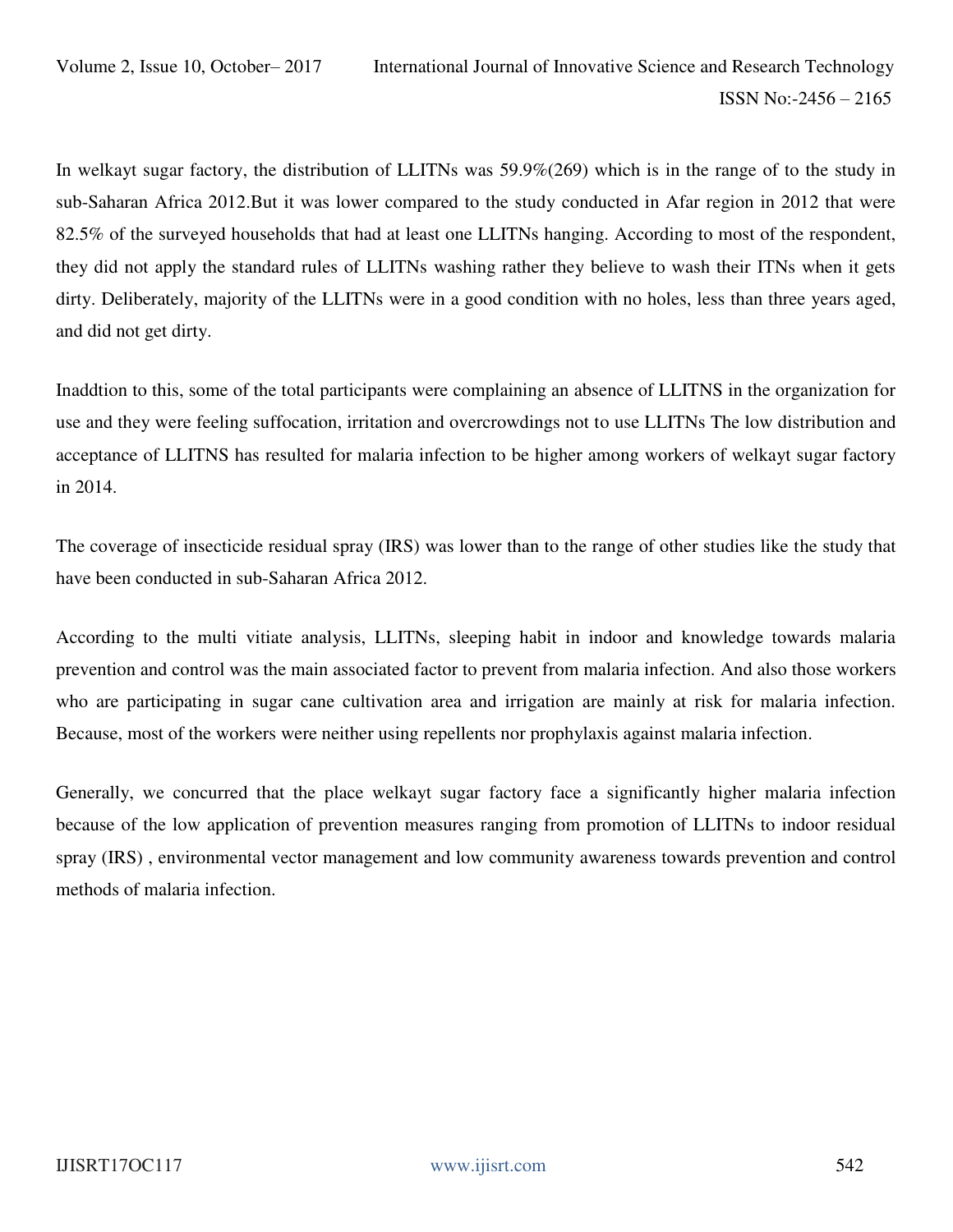In welkayt sugar factory, the distribution of LLITNs was 59.9%(269) which is in the range of to the study in sub-Saharan Africa 2012.But it was lower compared to the study conducted in Afar region in 2012 that were 82.5% of the surveyed households that had at least one LLITNs hanging. According to most of the respondent, they did not apply the standard rules of LLITNs washing rather they believe to wash their ITNs when it gets dirty. Deliberately, majority of the LLITNs were in a good condition with no holes, less than three years aged, and did not get dirty.

Inaddtion to this, some of the total participants were complaining an absence of LLITNS in the organization for use and they were feeling suffocation, irritation and overcrowdings not to use LLITNs The low distribution and acceptance of LLITNS has resulted for malaria infection to be higher among workers of welkayt sugar factory in 2014.

The coverage of insecticide residual spray (IRS) was lower than to the range of other studies like the study that have been conducted in sub-Saharan Africa 2012.

According to the multi vitiate analysis, LLITNs, sleeping habit in indoor and knowledge towards malaria prevention and control was the main associated factor to prevent from malaria infection. And also those workers who are participating in sugar cane cultivation area and irrigation are mainly at risk for malaria infection. Because, most of the workers were neither using repellents nor prophylaxis against malaria infection.

Generally, we concurred that the place welkayt sugar factory face a significantly higher malaria infection because of the low application of prevention measures ranging from promotion of LLITNs to indoor residual spray (IRS) , environmental vector management and low community awareness towards prevention and control methods of malaria infection.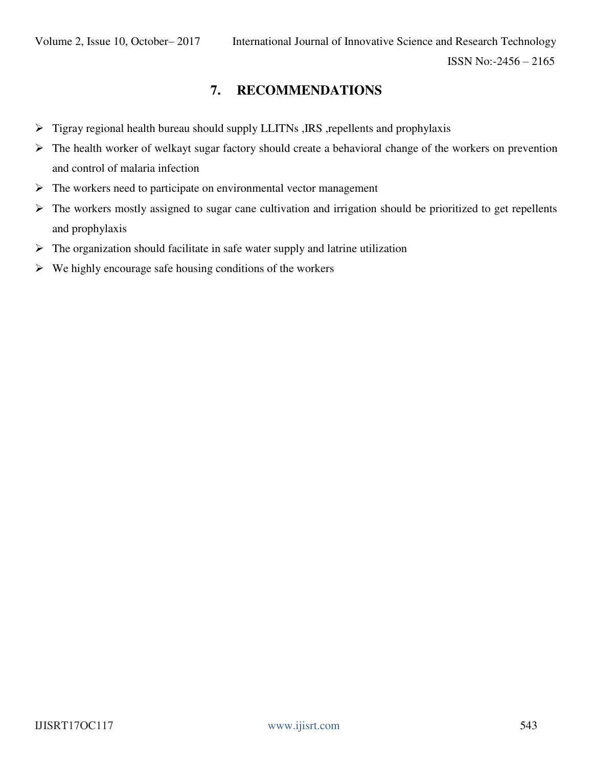## 7. RECOMMENDATIONS

- Tigray regional health bureau should supply LLITNs ,IRS ,repellents and prophylaxis
- The health worker of welkayt sugar factory should create a behavioral change of the workers on prevention and control of malaria infection
- The workers need to participate on environmental vector management
- The workers mostly assigned to sugar cane cultivation and irrigation should be prioritized to get repellents and prophylaxis
- The organization should facilitate in safe water supply and latrine utilization
- We highly encourage safe housing conditions of the workers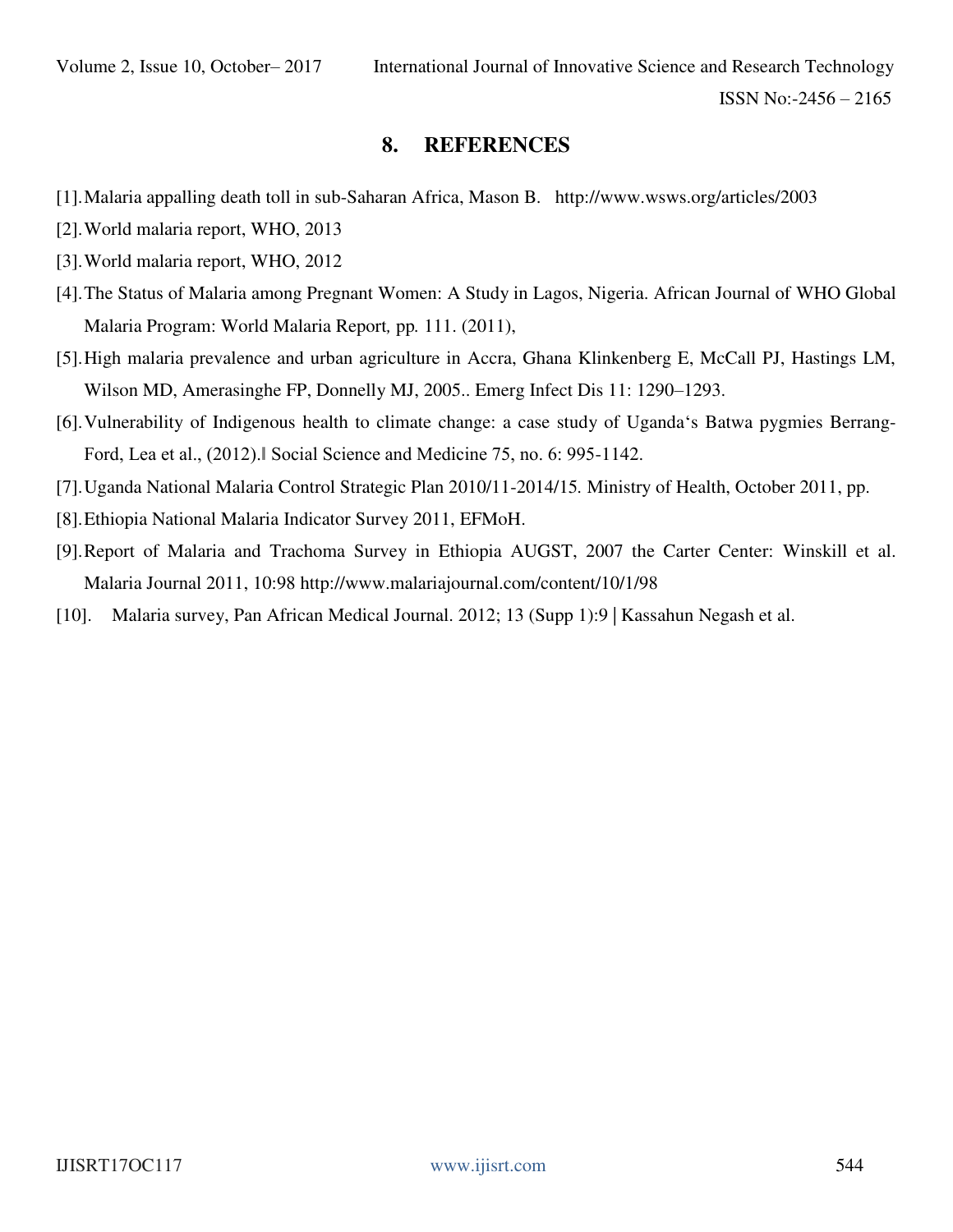## 8. REFERENCES

[1]. Malaria appalling death toll in sub-Saharan Africa, Mason B. http://www.wsws.org/articles/2003

[2]. World malaria report, WHO, 2013

[3]. World malaria report, WHO, 2012

[4]. The Status of Malaria among Pregnant Women: A Study in Lagos, Nigeria. African Journal of WHO Global Malaria Program: World Malaria Report, pp. 111. (2011),

[5]. High malaria prevalence and urban agriculture in Accra, Ghana Klinkenberg E, McCall PJ, Hastings LM, Wilson MD, Amerasinghe FP, Donnelly MJ, 2005.. Emerg Infect Dis 11: 1290–1293.

[6]. Vulnerability of Indigenous health to climate change: a case study of Uganda's Batwa pygmies Berrang-Ford, Lea et al., (2012).‖ Social Science and Medicine 75, no. 6: 995-1142.

[7]. Uganda National Malaria Control Strategic Plan 2010/11-2014/15. Ministry of Health, October 2011, pp.

[8]. Ethiopia National Malaria Indicator Survey 2011, EFMoH.

[9]. Report of Malaria and Trachoma Survey in Ethiopia AUGST, 2007 the Carter Center: Winskill et al. Malaria Journal 2011, 10:98 http://www.malariajournal.com/content/10/1/98

[10]. Malaria survey, Pan African Medical Journal. 2012; 13 (Supp 1):9 | Kassahun Negash et al.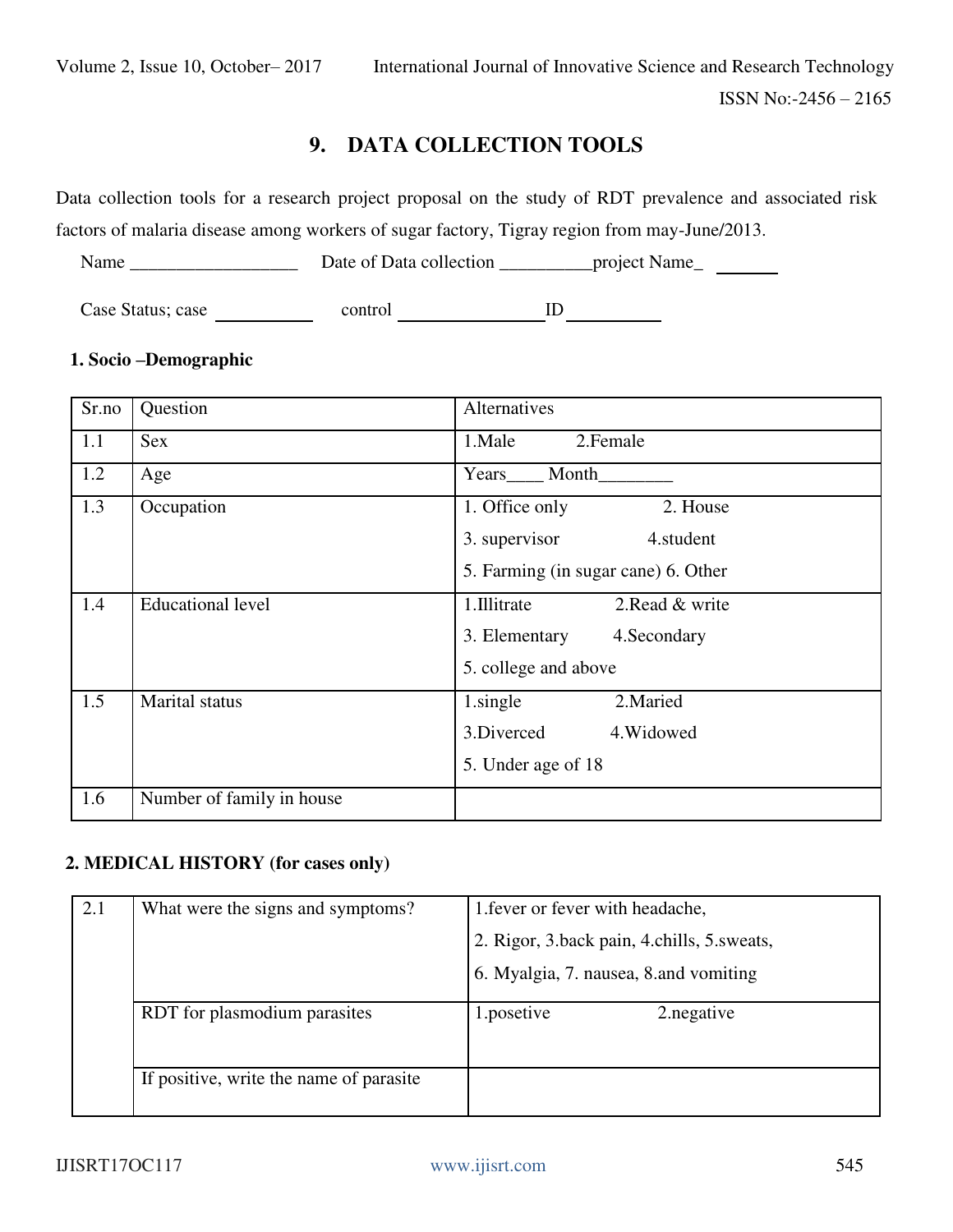## 9. DATA COLLECTION TOOLS

Data collection tools for a research project proposal on the study of RDT prevalence and associated risk factors of malaria disease among workers of sugar factory, Tigray region from may-June/2013.

Name __________________ Date of Data collection __________project Name_ _______

Case Status; case ___________ control ________________ID ___________

### 1. Socio –Demographic

| Sr.no | Question | Alternatives |
|---|---|---|
| 1.1 | Sex | 1.Male 2.Female |
| 1.2 | Age | Years____ Month________ |
| 1.3 | Occupation | 1. Office only 2. House<br>3. supervisor 4.student<br>5. Farming (in sugar cane) 6. Other |
| 1.4 | Educational level | 1.Illitrate 2.Read & write<br>3. Elementary 4.Secondary<br>5. college and above |
| 1.5 | Marital status | 1.single 2.Maried<br>3.Diverced 4.Widowed<br>5. Under age of 18 |
| 1.6 | Number of family in house | |

### 2. MEDICAL HISTORY (for cases only)

| | | |
|---|---|---|
| 2.1 | What were the signs and symptoms? | 1.fever or fever with headache,<br>2. Rigor, 3.back pain, 4.chills, 5.sweats,<br>6. Myalgia, 7. nausea, 8.and vomiting |
| | RDT for plasmodium parasites | 1.posetive 2.negative |
| | If positive, write the name of parasite | |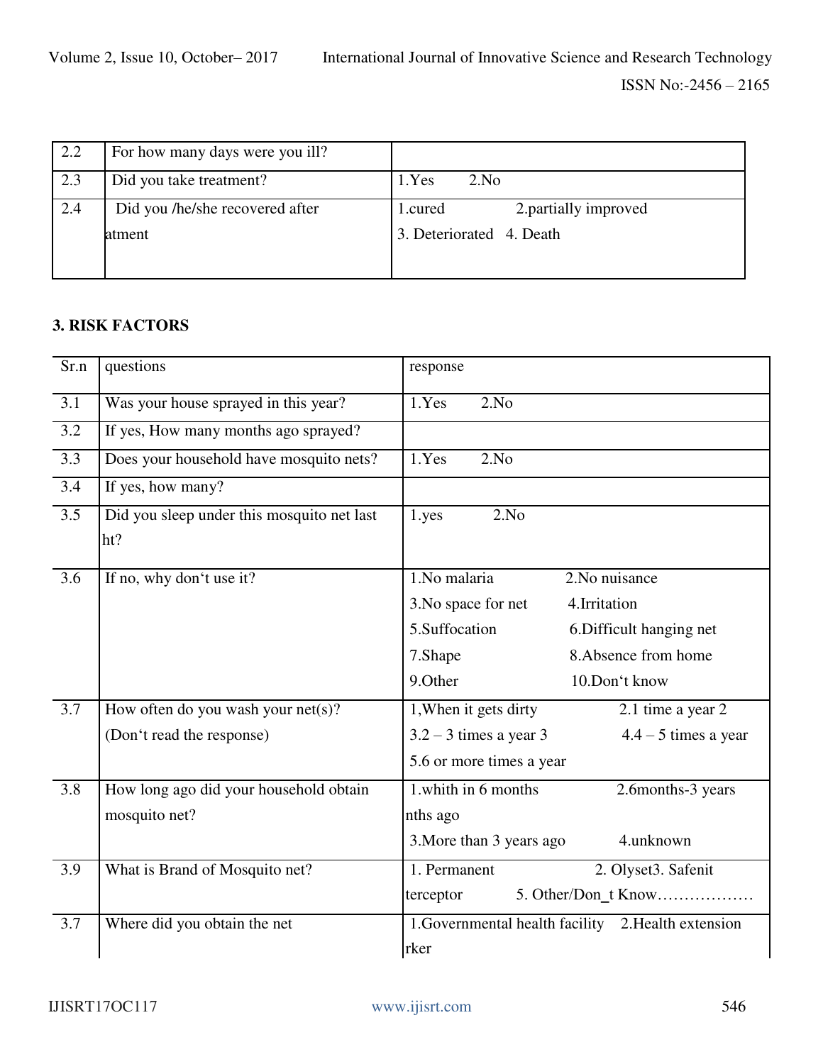| 2.2 | For how many days were you ill? | |
|---|---|---|
| 2.3 | Did you take treatment? | 1.Yes 2.No |
| 2.4 | Did you /he/she recovered after atment | 1.cured 2.partially improved 3. Deteriorated 4. Death |

### 3. RISK FACTORS

| Sr.n | questions | response |
|---|---|---|
| 3.1 | Was your house sprayed in this year? | 1.Yes 2.No |
| 3.2 | If yes, How many months ago sprayed? | |
| 3.3 | Does your household have mosquito nets? | 1.Yes 2.No |
| 3.4 | If yes, how many? | |
| 3.5 | Did you sleep under this mosquito net last ht? | 1.yes 2.No |
| 3.6 | If no, why don't use it? | 1.No malaria 2.No nuisance 3.No space for net 4.Irritation 5.Suffocation 6.Difficult hanging net 7.Shape 8.Absence from home 9.Other 10.Don't know |
| 3.7 | How often do you wash your net(s)? (Don't read the response) | 1,When it gets dirty 2.1 time a year 2 3.2 – 3 times a year 3 4.4 – 5 times a year 5.6 or more times a year |
| 3.8 | How long ago did your household obtain mosquito net? | 1.whith in 6 months 2.6months-3 years nths ago 3.More than 3 years ago 4.unknown |
| 3.9 | What is Brand of Mosquito net? | 1. Permanent 2. Olyset3. Safenit terceptor 5. Other/Don_t Know……………… |
| 3.7 | Where did you obtain the net | 1.Governmental health facility 2.Health extension rker |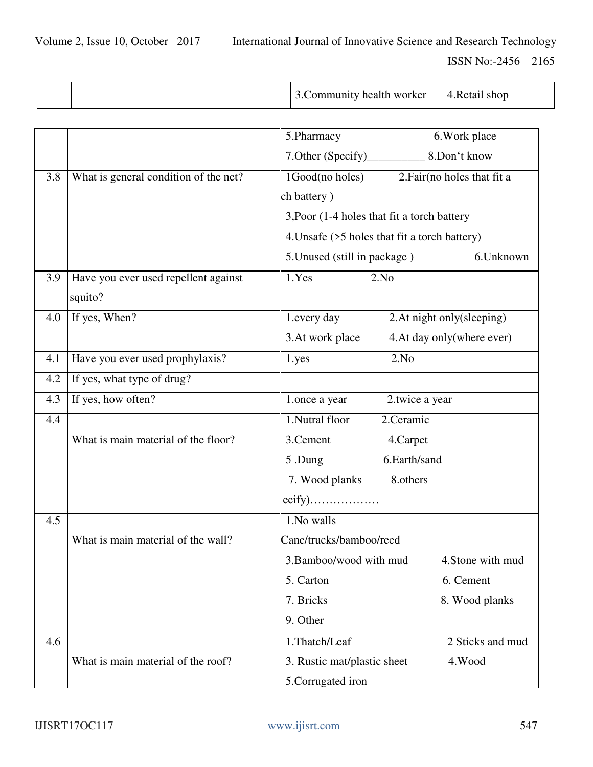| | | 3.Community health worker 4.Retail shop |
|---|---|---|

| | | |
|---|---|---|
| | | 5.Pharmacy 6.Work place<br>7.Other (Specify)__________ 8.Don't know |
| 3.8 | What is general condition of the net? | 1Good(no holes) 2.Fair(no holes that fit a ch battery )<br>3,Poor (1-4 holes that fit a torch battery<br>4.Unsafe (>5 holes that fit a torch battery)<br>5.Unused (still in package ) 6.Unknown |
| 3.9 | Have you ever used repellent against squito? | 1.Yes 2.No |
| 4.0 | If yes, When? | 1.every day 2.At night only(sleeping)<br>3.At work place 4.At day only(where ever) |
| 4.1 | Have you ever used prophylaxis? | 1.yes 2.No |
| 4.2 | If yes, what type of drug? | |
| 4.3 | If yes, how often? | 1.once a year 2.twice a year |
| 4.4 | What is main material of the floor? | 1.Nutral floor 2.Ceramic<br>3.Cement 4.Carpet<br>5 .Dung 6.Earth/sand<br>7. Wood planks 8.others ecify)……………… |
| 4.5 | What is main material of the wall? | 1.No walls<br>Cane/trucks/bamboo/reed<br>3.Bamboo/wood with mud 4.Stone with mud<br>5. Carton 6. Cement<br>7. Bricks 8. Wood planks<br>9. Other |
| 4.6 | What is main material of the roof? | 1.Thatch/Leaf 2 Sticks and mud<br>3. Rustic mat/plastic sheet 4.Wood<br>5.Corrugated iron |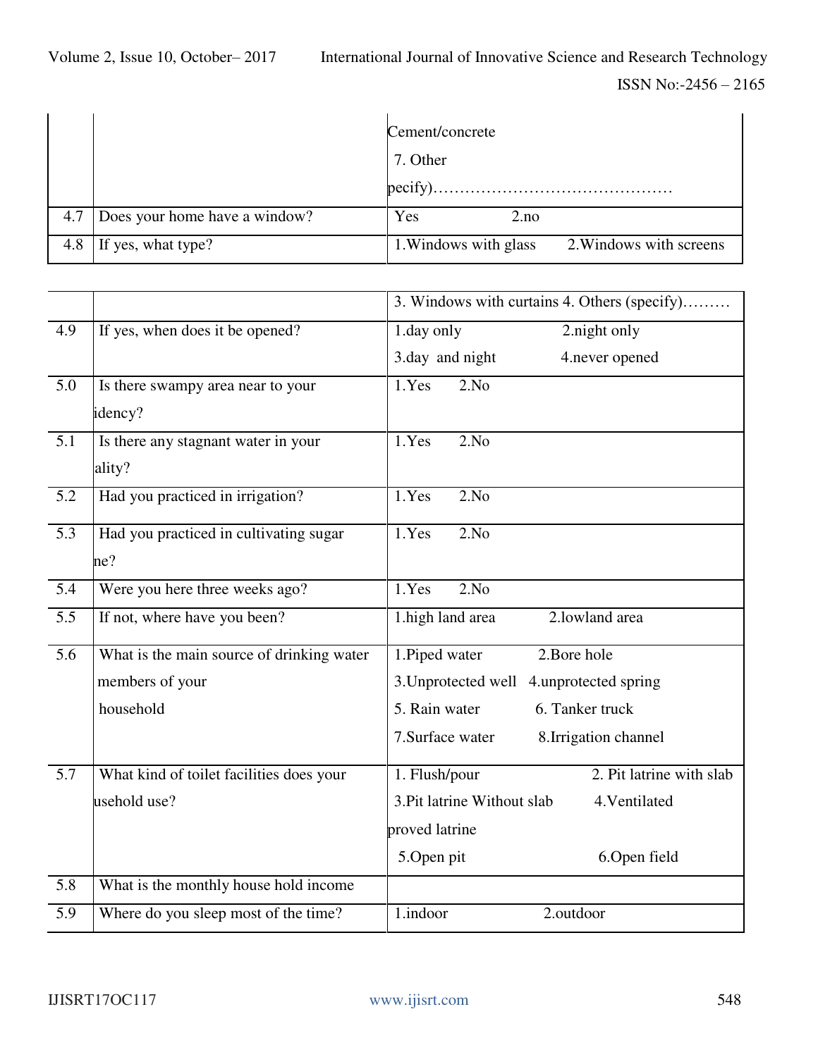|  |  | Cement/concrete<br>7. Other<br>pecify)……………………………………… |
|---|---|---|
| 4.7 | Does your home have a window? | Yes 2.no |
| 4.8 | If yes, what type? | 1.Windows with glass 2.Windows with screens |
|  |  | 3. Windows with curtains 4. Others (specify)……… |
| 4.9 | If yes, when does it be opened? | 1.day only 2.night only<br>3.day and night 4.never opened |
| 5.0 | Is there swampy area near to your idency? | 1.Yes 2.No |
| 5.1 | Is there any stagnant water in your ality? | 1.Yes 2.No |
| 5.2 | Had you practiced in irrigation? | 1.Yes 2.No |
| 5.3 | Had you practiced in cultivating sugar ne? | 1.Yes 2.No |
| 5.4 | Were you here three weeks ago? | 1.Yes 2.No |
| 5.5 | If not, where have you been? | 1.high land area 2.lowland area |
| 5.6 | What is the main source of drinking water members of your household | 1.Piped water 2.Bore hole<br>3.Unprotected well 4.unprotected spring<br>5. Rain water 6. Tanker truck<br>7.Surface water 8.Irrigation channel |
| 5.7 | What kind of toilet facilities does your usehold use? | 1. Flush/pour 2. Pit latrine with slab<br>3.Pit latrine Without slab 4.Ventilated proved latrine<br>5.Open pit 6.Open field |
| 5.8 | What is the monthly house hold income |  |
| 5.9 | Where do you sleep most of the time? | 1.indoor 2.outdoor |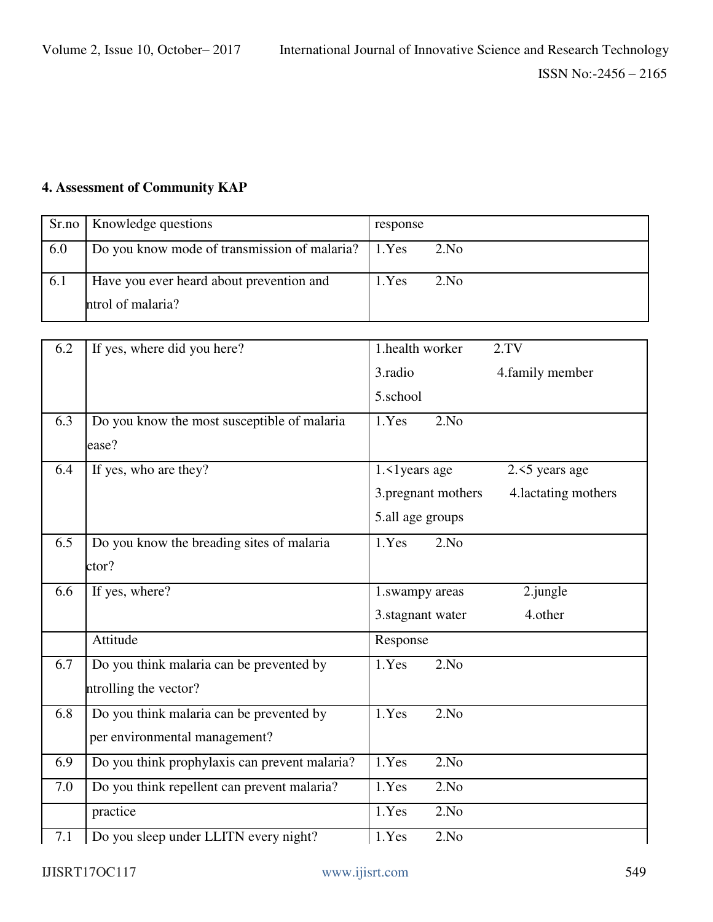### 4. Assessment of Community KAP

| Sr.no | Knowledge questions | response |
|---|---|---|
| 6.0 | Do you know mode of transmission of malaria? | 1.Yes 2.No |
| 6.1 | Have you ever heard about prevention and ntrol of malaria? | 1.Yes 2.No |
| 6.2 | If yes, where did you here? | 1.health worker 2.TV 3.radio 4.family member 5.school |
| 6.3 | Do you know the most susceptible of malaria ease? | 1.Yes 2.No |
| 6.4 | If yes, who are they? | 1.<1years age 2.<5 years age 3.pregnant mothers 4.lactating mothers 5.all age groups |
| 6.5 | Do you know the breading sites of malaria ctor? | 1.Yes 2.No |
| 6.6 | If yes, where? | 1.swampy areas 2.jungle 3.stagnant water 4.other |
| | Attitude | Response |
| 6.7 | Do you think malaria can be prevented by ntrolling the vector? | 1.Yes 2.No |
| 6.8 | Do you think malaria can be prevented by per environmental management? | 1.Yes 2.No |
| 6.9 | Do you think prophylaxis can prevent malaria? | 1.Yes 2.No |
| 7.0 | Do you think repellent can prevent malaria? | 1.Yes 2.No |
| | practice | 1.Yes 2.No |
| 7.1 | Do you sleep under LLITN every night? | 1.Yes 2.No |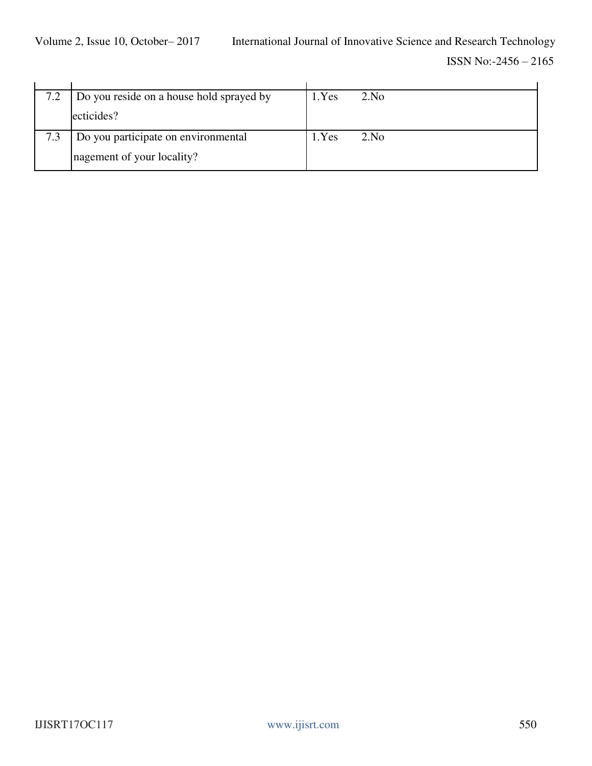| | | |
|---|---|---|
| 7.2 | Do you reside on a house hold sprayed by ecticides? | 1.Yes 2.No |
| 7.3 | Do you participate on environmental nagement of your locality? | 1.Yes 2.No |